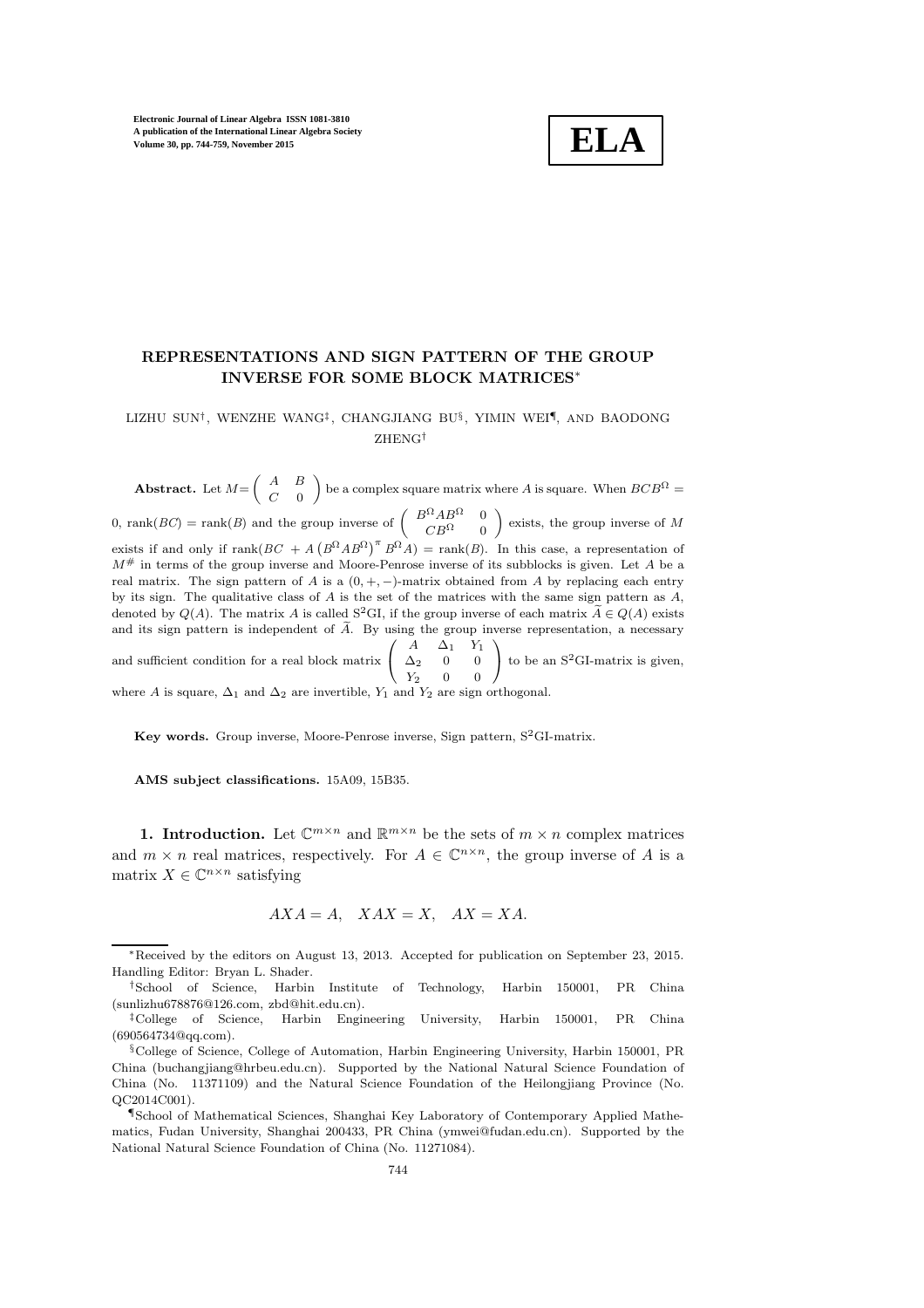# REPRESENTATIONS AND SIGN PATTERN OF THE GROUP INVERSE FOR SOME BLOCK MATRICES*

LIZHU SUN†, WENZHE WANG‡, CHANGJIANG BU§, YIMIN WEI¶, AND BAODONG ZHENG†

**Abstract.** Let $M = \begin{pmatrix} A & B \\ C & 0 \end{pmatrix}$ be a complex square matrix where $A$ is square. When $BCB^{\Omega} = 0$, $\operatorname{rank}(BC) = \operatorname{rank}(B)$ and the group inverse of $\begin{pmatrix} B^{\Omega}AB^{\Omega} & 0 \\ CB^{\Omega} & 0 \end{pmatrix}$ exists, the group inverse of $M$ exists if and only if $\operatorname{rank}(BC + A\left(B^{\Omega}AB^{\Omega}\right)^{\pi} B^{\Omega}A) = \operatorname{rank}(B)$. In this case, a representation of $M^{\#}$ in terms of the group inverse and Moore-Penrose inverse of its subblocks is given. Let $A$ be a real matrix. The sign pattern of $A$ is a $(0, +, -)$-matrix obtained from $A$ by replacing each entry by its sign. The qualitative class of $A$ is the set of the matrices with the same sign pattern as $A$, denoted by $Q(A)$. The matrix $A$ is called S$^2$GI, if the group inverse of each matrix $\widetilde{A} \in Q(A)$ exists and its sign pattern is independent of $\widetilde{A}$. By using the group inverse representation, a necessary and sufficient condition for a real block matrix $\begin{pmatrix} A & \Delta_1 & Y_1 \\ \Delta_2 & 0 & 0 \\ Y_2 & 0 & 0 \end{pmatrix}$ to be an S$^2$GI-matrix is given, where $A$ is square, $\Delta_1$ and $\Delta_2$ are invertible, $Y_1$ and $Y_2$ are sign orthogonal.

**Key words.** Group inverse, Moore-Penrose inverse, Sign pattern, S$^2$GI-matrix.

**AMS subject classifications.** 15A09, 15B35.

**1. Introduction.** Let $\mathbb{C}^{m\times n}$ and $\mathbb{R}^{m\times n}$ be the sets of $m \times n$ complex matrices and $m \times n$ real matrices, respectively. For $A \in \mathbb{C}^{n\times n}$, the group inverse of $A$ is a matrix $X \in \mathbb{C}^{n\times n}$ satisfying

$$AXA = A, \quad XAX = X, \quad AX = XA.$$

---

*Received by the editors on August 13, 2013. Accepted for publication on September 23, 2015. Handling Editor: Bryan L. Shader.

†School of Science, Harbin Institute of Technology, Harbin 150001, PR China (sunlizhu678876@126.com, zbd@hit.edu.cn).

‡College of Science, Harbin Engineering University, Harbin 150001, PR China (690564734@qq.com).

§College of Science, College of Automation, Harbin Engineering University, Harbin 150001, PR China (buchangjiang@hrbeu.edu.cn). Supported by the National Natural Science Foundation of China (No. 11371109) and the Natural Science Foundation of the Heilongjiang Province (No. QC2014C001).

¶School of Mathematical Sciences, Shanghai Key Laboratory of Contemporary Applied Mathematics, Fudan University, Shanghai 200433, PR China (ymwei@fudan.edu.cn). Supported by the National Natural Science Foundation of China (No. 11271084).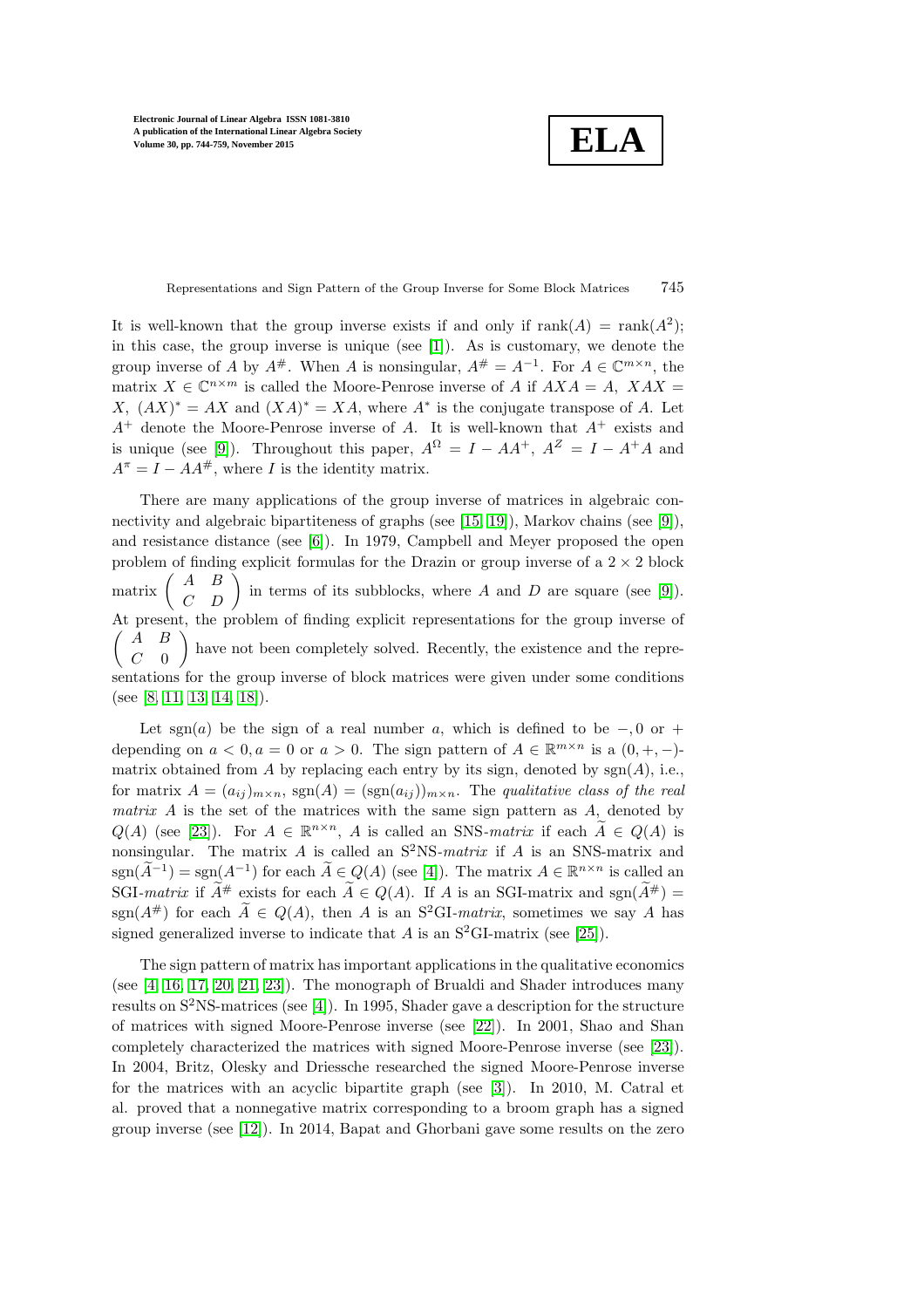It is well-known that the group inverse exists if and only if $\operatorname{rank}(A) = \operatorname{rank}(A^2)$; in this case, the group inverse is unique (see [1]). As is customary, we denote the group inverse of $A$ by $A^{\#}$. When $A$ is nonsingular, $A^{\#} = A^{-1}$. For $A \in \mathbb{C}^{m\times n}$, the matrix $X \in \mathbb{C}^{n\times m}$ is called the Moore-Penrose inverse of $A$ if $AXA = A$, $XAX = X$, $(AX)^* = AX$ and $(XA)^* = XA$, where $A^*$ is the conjugate transpose of $A$. Let $A^+$ denote the Moore-Penrose inverse of $A$. It is well-known that $A^+$ exists and is unique (see [9]). Throughout this paper, $A^{\Omega} = I - AA^+$, $A^Z = I - A^+A$ and $A^{\pi} = I - AA^{\#}$, where $I$ is the identity matrix.

There are many applications of the group inverse of matrices in algebraic connectivity and algebraic bipartiteness of graphs (see [15, 19]), Markov chains (see [9]), and resistance distance (see [6]). In 1979, Campbell and Meyer proposed the open problem of finding explicit formulas for the Drazin or group inverse of a $2 \times 2$ block matrix $\begin{pmatrix} A & B \\ C & D \end{pmatrix}$ in terms of its subblocks, where $A$ and $D$ are square (see [9]). At present, the problem of finding explicit representations for the group inverse of $\begin{pmatrix} A & B \\ C & 0 \end{pmatrix}$ have not been completely solved. Recently, the existence and the representations for the group inverse of block matrices were given under some conditions (see [8, 11, 13, 14, 18]).

Let $\operatorname{sgn}(a)$ be the sign of a real number $a$, which is defined to be $-, 0$ or $+$ depending on $a < 0, a = 0$ or $a > 0$. The sign pattern of $A \in \mathbb{R}^{m\times n}$ is a $(0, +, -)$-matrix obtained from $A$ by replacing each entry by its sign, denoted by $\operatorname{sgn}(A)$, i.e., for matrix $A = (a_{ij})_{m\times n}$, $\operatorname{sgn}(A) = (\operatorname{sgn}(a_{ij}))_{m\times n}$. The *qualitative class of the real matrix* $A$ is the set of the matrices with the same sign pattern as $A$, denoted by $Q(A)$ (see [23]). For $A \in \mathbb{R}^{n\times n}$, $A$ is called an SNS-*matrix* if each $\widetilde{A} \in Q(A)$ is nonsingular. The matrix $A$ is called an $\mathrm{S^2NS}$-*matrix* if $A$ is an SNS-matrix and $\operatorname{sgn}(\widetilde{A}^{-1}) = \operatorname{sgn}(A^{-1})$ for each $\widetilde{A} \in Q(A)$ (see [4]). The matrix $A \in \mathbb{R}^{n\times n}$ is called an SGI-*matrix* if $\widetilde{A}^{\#}$ exists for each $\widetilde{A} \in Q(A)$. If $A$ is an SGI-matrix and $\operatorname{sgn}(\widetilde{A}^{\#}) = \operatorname{sgn}(A^{\#})$ for each $\widetilde{A} \in Q(A)$, then $A$ is an $\mathrm{S^2GI}$-*matrix*, sometimes we say $A$ has signed generalized inverse to indicate that $A$ is an $\mathrm{S^2GI}$-matrix (see [25]).

The sign pattern of matrix has important applications in the qualitative economics (see [4, 16, 17, 20, 21, 23]). The monograph of Brualdi and Shader introduces many results on $\mathrm{S^2NS}$-matrices (see [4]). In 1995, Shader gave a description for the structure of matrices with signed Moore-Penrose inverse (see [22]). In 2001, Shao and Shan completely characterized the matrices with signed Moore-Penrose inverse (see [23]). In 2004, Britz, Olesky and Driessche researched the signed Moore-Penrose inverse for the matrices with an acyclic bipartite graph (see [3]). In 2010, M. Catral et al. proved that a nonnegative matrix corresponding to a broom graph has a signed group inverse (see [12]). In 2014, Bapat and Ghorbani gave some results on the zero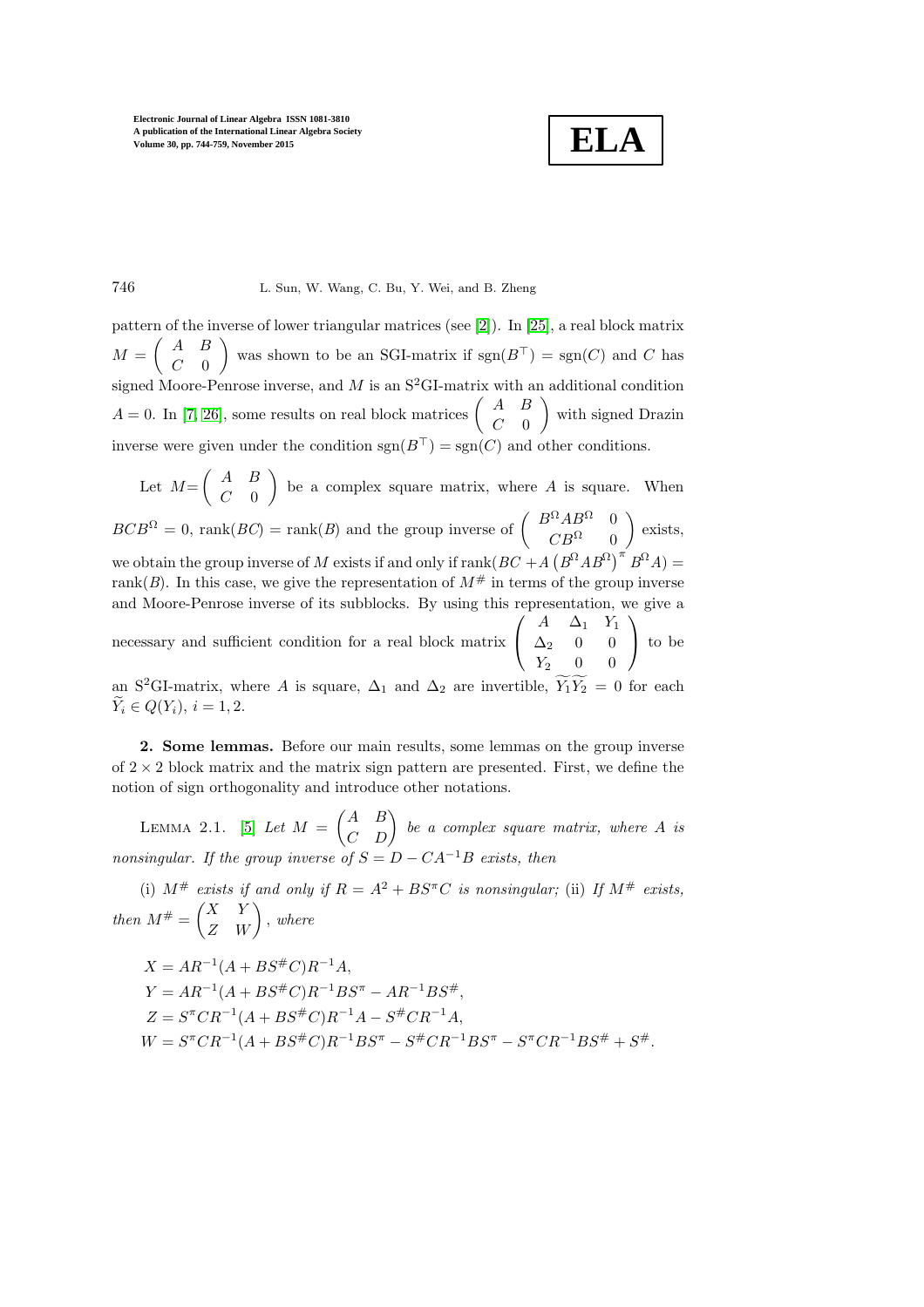pattern of the inverse of lower triangular matrices (see [2]). In [25], a real block matrix $M = \begin{pmatrix} A & B \\ C & 0 \end{pmatrix}$ was shown to be an SGI-matrix if $\mathrm{sgn}(B^\top) = \mathrm{sgn}(C)$ and $C$ has signed Moore-Penrose inverse, and $M$ is an S$^2$GI-matrix with an additional condition $A = 0$. In [7, 26], some results on real block matrices $\begin{pmatrix} A & B \\ C & 0 \end{pmatrix}$ with signed Drazin inverse were given under the condition $\mathrm{sgn}(B^\top) = \mathrm{sgn}(C)$ and other conditions.

Let $M = \begin{pmatrix} A & B \\ C & 0 \end{pmatrix}$ be a complex square matrix, where $A$ is square. When $BCB^\Omega = 0$, $\mathrm{rank}(BC) = \mathrm{rank}(B)$ and the group inverse of $\begin{pmatrix} B^\Omega A B^\Omega & 0 \\ CB^\Omega & 0 \end{pmatrix}$ exists, we obtain the group inverse of $M$ exists if and only if $\mathrm{rank}(BC + A\left(B^\Omega A B^\Omega\right)^\pi B^\Omega A) = \mathrm{rank}(B)$. In this case, we give the representation of $M^\#$ in terms of the group inverse and Moore-Penrose inverse of its subblocks. By using this representation, we give a necessary and sufficient condition for a real block matrix $\begin{pmatrix} A & \Delta_1 & Y_1 \\ \Delta_2 & 0 & 0 \\ Y_2 & 0 & 0 \end{pmatrix}$ to be an S$^2$GI-matrix, where $A$ is square, $\Delta_1$ and $\Delta_2$ are invertible, $\widetilde{Y_1}\widetilde{Y_2} = 0$ for each $\widetilde{Y_i} \in Q(Y_i)$, $i = 1, 2$.

**2. Some lemmas.** Before our main results, some lemmas on the group inverse of $2 \times 2$ block matrix and the matrix sign pattern are presented. First, we define the notion of sign orthogonality and introduce other notations.

LEMMA 2.1. [5] *Let $M = \begin{pmatrix} A & B \\ C & D \end{pmatrix}$ be a complex square matrix, where $A$ is nonsingular. If the group inverse of $S = D - CA^{-1}B$ exists, then*

(i) *$M^\#$ exists if and only if $R = A^2 + BS^\pi C$ is nonsingular;* (ii) *If $M^\#$ exists, then $M^\# = \begin{pmatrix} X & Y \\ Z & W \end{pmatrix}$, where*

$$X = AR^{-1}(A + BS^\# C)R^{-1}A,$$
$$Y = AR^{-1}(A + BS^\# C)R^{-1}BS^\pi - AR^{-1}BS^\#,$$
$$Z = S^\pi CR^{-1}(A + BS^\# C)R^{-1}A - S^\# CR^{-1}A,$$
$$W = S^\pi CR^{-1}(A + BS^\# C)R^{-1}BS^\pi - S^\# CR^{-1}BS^\pi - S^\pi CR^{-1}BS^\# + S^\#.$$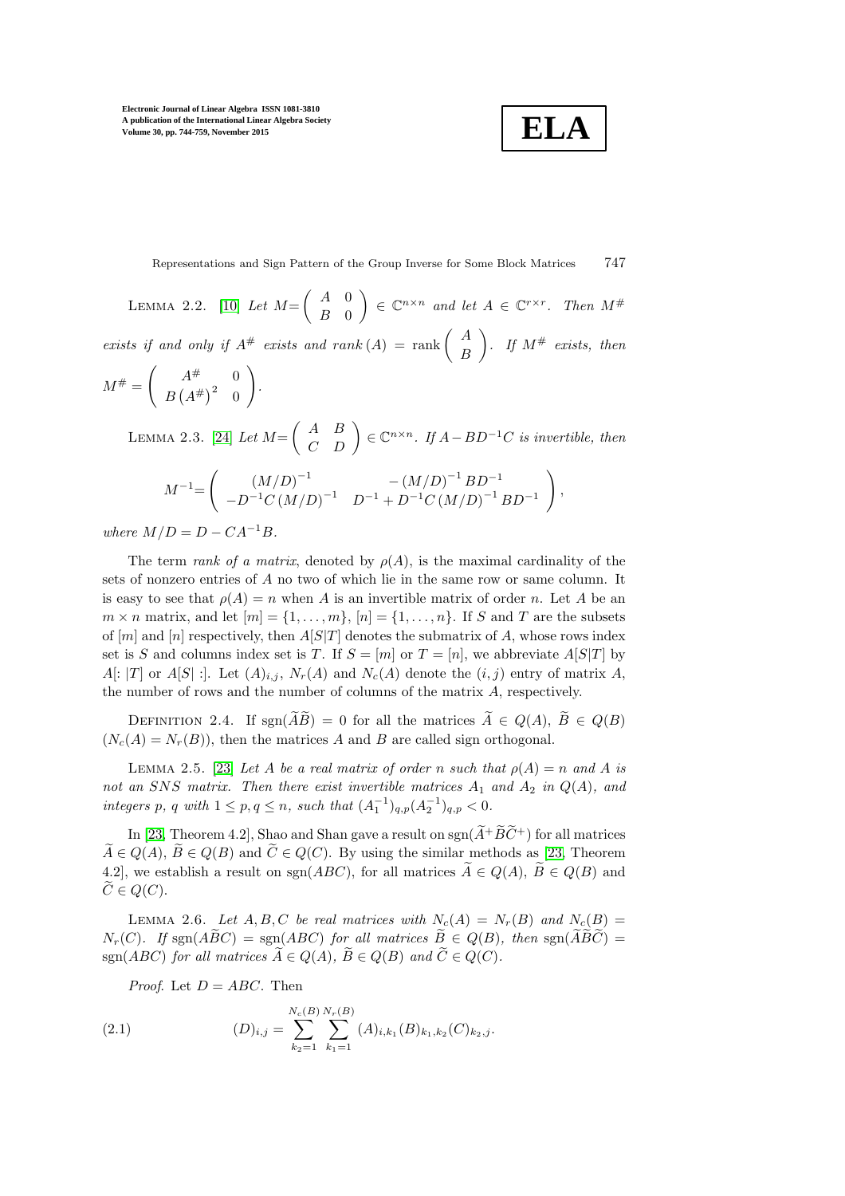LEMMA 2.2. [10] *Let* $M = \begin{pmatrix} A & 0 \\ B & 0 \end{pmatrix} \in \mathbb{C}^{n\times n}$ *and let* $A \in \mathbb{C}^{r\times r}$. *Then* $M^{\#}$ *exists if and only if* $A^{\#}$ *exists and* $rank\,(A) = \operatorname{rank}\begin{pmatrix} A \\ B \end{pmatrix}$. *If* $M^{\#}$ *exists, then* $M^{\#} = \begin{pmatrix} A^{\#} & 0 \\ B\left(A^{\#}\right)^2 & 0 \end{pmatrix}$.

LEMMA 2.3. [24] *Let* $M = \begin{pmatrix} A & B \\ C & D \end{pmatrix} \in \mathbb{C}^{n\times n}$. *If* $A - BD^{-1}C$ *is invertible, then*

$$M^{-1} = \begin{pmatrix} (M/D)^{-1} & -(M/D)^{-1}BD^{-1} \\ -D^{-1}C(M/D)^{-1} & D^{-1} + D^{-1}C(M/D)^{-1}BD^{-1} \end{pmatrix},$$

*where* $M/D = D - CA^{-1}B$.

The term *rank of a matrix*, denoted by $\rho(A)$, is the maximal cardinality of the sets of nonzero entries of $A$ no two of which lie in the same row or same column. It is easy to see that $\rho(A) = n$ when $A$ is an invertible matrix of order $n$. Let $A$ be an $m \times n$ matrix, and let $[m] = \{1, \ldots, m\}$, $[n] = \{1, \ldots, n\}$. If $S$ and $T$ are the subsets of $[m]$ and $[n]$ respectively, then $A[S|T]$ denotes the submatrix of $A$, whose rows index set is $S$ and columns index set is $T$. If $S = [m]$ or $T = [n]$, we abbreviate $A[S|T]$ by $A[:|T]$ or $A[S|:]$. Let $(A)_{i,j}$, $N_r(A)$ and $N_c(A)$ denote the $(i,j)$ entry of matrix $A$, the number of rows and the number of columns of the matrix $A$, respectively.

DEFINITION 2.4. If $\operatorname{sgn}(\widetilde{A}\widetilde{B}) = 0$ for all the matrices $\widetilde{A} \in Q(A)$, $\widetilde{B} \in Q(B)$ ($N_c(A) = N_r(B)$), then the matrices $A$ and $B$ are called sign orthogonal.

LEMMA 2.5. [23] *Let* $A$ *be a real matrix of order* $n$ *such that* $\rho(A) = n$ *and* $A$ *is not an SNS matrix. Then there exist invertible matrices* $A_1$ *and* $A_2$ *in* $Q(A)$, *and integers* $p$, $q$ *with* $1 \le p, q \le n$, *such that* $(A_1^{-1})_{q,p}(A_2^{-1})_{q,p} < 0$.

In [23, Theorem 4.2], Shao and Shan gave a result on $\operatorname{sgn}(\widetilde{A}^{+}\widetilde{B}\widetilde{C}^{+})$ for all matrices $\widetilde{A} \in Q(A)$, $\widetilde{B} \in Q(B)$ and $\widetilde{C} \in Q(C)$. By using the similar methods as [23, Theorem 4.2], we establish a result on $\operatorname{sgn}(ABC)$, for all matrices $\widetilde{A} \in Q(A)$, $\widetilde{B} \in Q(B)$ and $\widetilde{C} \in Q(C)$.

LEMMA 2.6. *Let* $A, B, C$ *be real matrices with* $N_c(A) = N_r(B)$ *and* $N_c(B) = N_r(C)$. *If* $\operatorname{sgn}(A\widetilde{B}C) = \operatorname{sgn}(ABC)$ *for all matrices* $\widetilde{B} \in Q(B)$, *then* $\operatorname{sgn}(\widetilde{A}\widetilde{B}\widetilde{C}) = \operatorname{sgn}(ABC)$ *for all matrices* $\widetilde{A} \in Q(A)$, $\widetilde{B} \in Q(B)$ *and* $\widetilde{C} \in Q(C)$.

*Proof.* Let $D = ABC$. Then

$$(D)_{i,j} = \sum_{k_2=1}^{N_c(B)} \sum_{k_1=1}^{N_r(B)} (A)_{i,k_1}(B)_{k_1,k_2}(C)_{k_2,j}. \tag{2.1}$$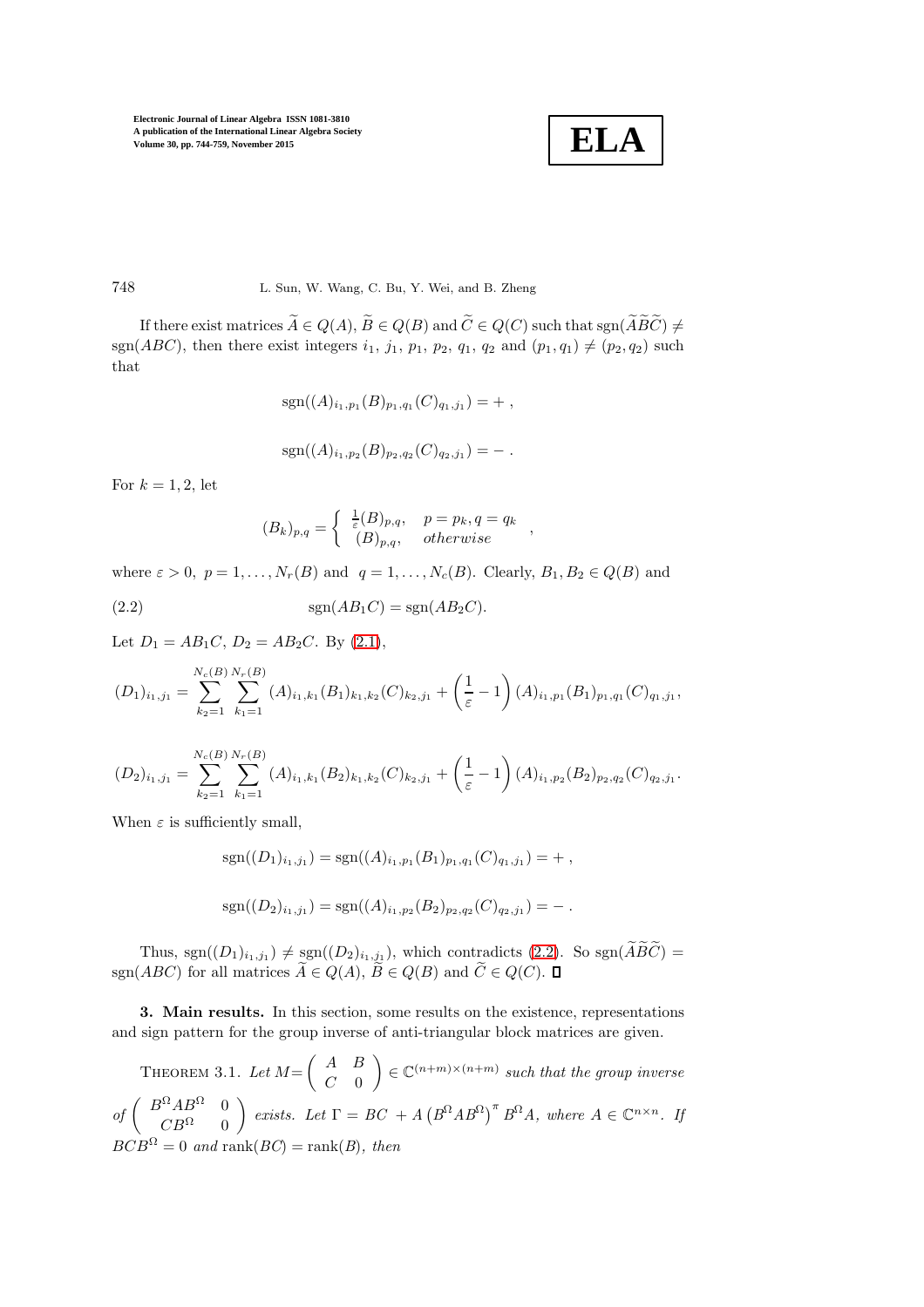If there exist matrices $\widetilde{A} \in Q(A)$, $\widetilde{B} \in Q(B)$ and $\widetilde{C} \in Q(C)$ such that $\mathrm{sgn}(\widetilde{A}\widetilde{B}\widetilde{C}) \neq \mathrm{sgn}(ABC)$, then there exist integers $i_1$, $j_1$, $p_1$, $p_2$, $q_1$, $q_2$ and $(p_1, q_1) \neq (p_2, q_2)$ such that

$$\mathrm{sgn}((A)_{i_1,p_1}(B)_{p_1,q_1}(C)_{q_1,j_1}) = + \,,$$

$$\mathrm{sgn}((A)_{i_1,p_2}(B)_{p_2,q_2}(C)_{q_2,j_1}) = - \,.$$

For $k = 1, 2$, let

$$(B_k)_{p,q} = \begin{cases} \frac{1}{\varepsilon}(B)_{p,q}, & p = p_k, q = q_k \\ (B)_{p,q}, & otherwise \end{cases},$$

where $\varepsilon > 0$, $p = 1, \ldots, N_r(B)$ and $q = 1, \ldots, N_c(B)$. Clearly, $B_1, B_2 \in Q(B)$ and

$$\mathrm{sgn}(AB_1C) = \mathrm{sgn}(AB_2C). \tag{2.2}$$

Let $D_1 = AB_1C$, $D_2 = AB_2C$. By (2.1),

$$(D_1)_{i_1,j_1} = \sum_{k_2=1}^{N_c(B)} \sum_{k_1=1}^{N_r(B)} (A)_{i_1,k_1}(B_1)_{k_1,k_2}(C)_{k_2,j_1} + \left(\frac{1}{\varepsilon} - 1\right)(A)_{i_1,p_1}(B_1)_{p_1,q_1}(C)_{q_1,j_1},$$

$$(D_2)_{i_1,j_1} = \sum_{k_2=1}^{N_c(B)} \sum_{k_1=1}^{N_r(B)} (A)_{i_1,k_1}(B_2)_{k_1,k_2}(C)_{k_2,j_1} + \left(\frac{1}{\varepsilon} - 1\right)(A)_{i_1,p_2}(B_2)_{p_2,q_2}(C)_{q_2,j_1}.$$

When $\varepsilon$ is sufficiently small,

$$\mathrm{sgn}((D_1)_{i_1,j_1}) = \mathrm{sgn}((A)_{i_1,p_1}(B_1)_{p_1,q_1}(C)_{q_1,j_1}) = + \,,$$

$$\mathrm{sgn}((D_2)_{i_1,j_1}) = \mathrm{sgn}((A)_{i_1,p_2}(B_2)_{p_2,q_2}(C)_{q_2,j_1}) = - \,.$$

Thus, $\mathrm{sgn}((D_1)_{i_1,j_1}) \neq \mathrm{sgn}((D_2)_{i_1,j_1})$, which contradicts (2.2). So $\mathrm{sgn}(\widetilde{A}\widetilde{B}\widetilde{C}) = \mathrm{sgn}(ABC)$ for all matrices $\widetilde{A} \in Q(A)$, $\widetilde{B} \in Q(B)$ and $\widetilde{C} \in Q(C)$. ∎

**3. Main results.** In this section, some results on the existence, representations and sign pattern for the group inverse of anti-triangular block matrices are given.

THEOREM 3.1. *Let* $M = \begin{pmatrix} A & B \\ C & 0 \end{pmatrix} \in \mathbb{C}^{(n+m)\times(n+m)}$ *such that the group inverse of* $\begin{pmatrix} B^{\Omega}AB^{\Omega} & 0 \\ CB^{\Omega} & 0 \end{pmatrix}$ *exists. Let* $\Gamma = BC + A\left(B^{\Omega}AB^{\Omega}\right)^{\pi} B^{\Omega}A$, *where* $A \in \mathbb{C}^{n\times n}$. *If* $BCB^{\Omega} = 0$ *and* $\mathrm{rank}(BC) = \mathrm{rank}(B)$, *then*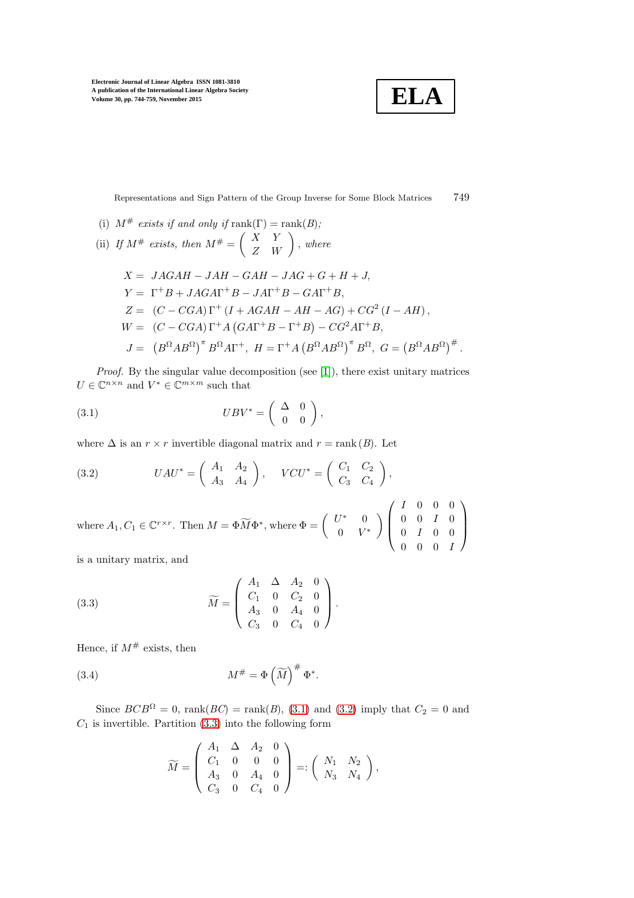(i) $M^{\#}$ *exists if and only if* $\operatorname{rank}(\Gamma) = \operatorname{rank}(B)$*;*

(ii) *If* $M^{\#}$ *exists, then* $M^{\#} = \begin{pmatrix} X & Y \\ Z & W \end{pmatrix}$*, where*

$$
\begin{aligned}
X &= JAGAH - JAH - GAH - JAG + G + H + J, \\
Y &= \Gamma^+ B + JAGA\Gamma^+ B - JA\Gamma^+ B - GA\Gamma^+ B, \\
Z &= (C - CGA)\,\Gamma^+ (I + AGAH - AH - AG) + CG^2 (I - AH), \\
W &= (C - CGA)\,\Gamma^+ A \left(GA\Gamma^+ B - \Gamma^+ B\right) - CG^2 A\Gamma^+ B, \\
J &= \left(B^\Omega AB^\Omega\right)^\pi B^\Omega A\Gamma^+, \; H = \Gamma^+ A \left(B^\Omega AB^\Omega\right)^\pi B^\Omega, \; G = \left(B^\Omega AB^\Omega\right)^{\#}.
\end{aligned}
$$

*Proof.* By the singular value decomposition (see [1]), there exist unitary matrices $U \in \mathbb{C}^{n\times n}$ and $V^* \in \mathbb{C}^{m\times m}$ such that

$$
UBV^* = \begin{pmatrix} \Delta & 0 \\ 0 & 0 \end{pmatrix}, \tag{3.1}
$$

where $\Delta$ is an $r \times r$ invertible diagonal matrix and $r = \operatorname{rank}(B)$. Let

$$
UAU^* = \begin{pmatrix} A_1 & A_2 \\ A_3 & A_4 \end{pmatrix}, \quad VCU^* = \begin{pmatrix} C_1 & C_2 \\ C_3 & C_4 \end{pmatrix}, \tag{3.2}
$$

where $A_1, C_1 \in \mathbb{C}^{r\times r}$. Then $M = \Phi\widetilde{M}\Phi^*$, where $\Phi = \begin{pmatrix} U^* & 0 \\ 0 & V^* \end{pmatrix}\begin{pmatrix} I & 0 & 0 & 0 \\ 0 & 0 & I & 0 \\ 0 & I & 0 & 0 \\ 0 & 0 & 0 & I \end{pmatrix}$ is a unitary matrix, and

$$
\widetilde{M} = \begin{pmatrix} A_1 & \Delta & A_2 & 0 \\ C_1 & 0 & C_2 & 0 \\ A_3 & 0 & A_4 & 0 \\ C_3 & 0 & C_4 & 0 \end{pmatrix}. \tag{3.3}
$$

Hence, if $M^{\#}$ exists, then

$$
M^{\#} = \Phi \left(\widetilde{M}\right)^{\#} \Phi^*. \tag{3.4}
$$

Since $BCB^\Omega = 0$, $\operatorname{rank}(BC) = \operatorname{rank}(B)$, (3.1) and (3.2) imply that $C_2 = 0$ and $C_1$ is invertible. Partition (3.3) into the following form

$$
\widetilde{M} = \begin{pmatrix} A_1 & \Delta & A_2 & 0 \\ C_1 & 0 & 0 & 0 \\ A_3 & 0 & A_4 & 0 \\ C_3 & 0 & C_4 & 0 \end{pmatrix} =: \begin{pmatrix} N_1 & N_2 \\ N_3 & N_4 \end{pmatrix},
$$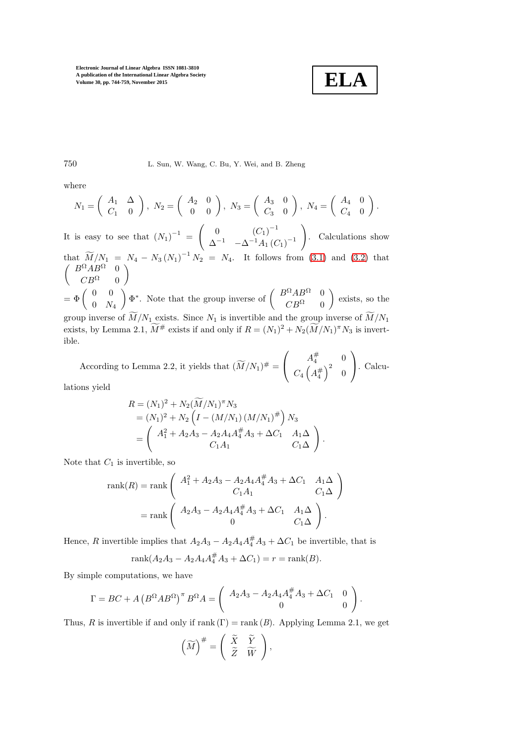where

$$N_1 = \begin{pmatrix} A_1 & \Delta \\ C_1 & 0 \end{pmatrix},\ N_2 = \begin{pmatrix} A_2 & 0 \\ 0 & 0 \end{pmatrix},\ N_3 = \begin{pmatrix} A_3 & 0 \\ C_3 & 0 \end{pmatrix},\ N_4 = \begin{pmatrix} A_4 & 0 \\ C_4 & 0 \end{pmatrix}.$$

It is easy to see that $(N_1)^{-1} = \begin{pmatrix} 0 & (C_1)^{-1} \\ \Delta^{-1} & -\Delta^{-1}A_1(C_1)^{-1} \end{pmatrix}$. Calculations show that $\widetilde{M}/N_1 = N_4 - N_3(N_1)^{-1}N_2 = N_4$. It follows from (3.1) and (3.2) that $\begin{pmatrix} B^{\Omega}AB^{\Omega} & 0 \\ CB^{\Omega} & 0 \end{pmatrix}$
$= \Phi \begin{pmatrix} 0 & 0 \\ 0 & N_4 \end{pmatrix} \Phi^*$. Note that the group inverse of $\begin{pmatrix} B^{\Omega}AB^{\Omega} & 0 \\ CB^{\Omega} & 0 \end{pmatrix}$ exists, so the group inverse of $\widetilde{M}/N_1$ exists. Since $N_1$ is invertible and the group inverse of $\widetilde{M}/N_1$ exists, by Lemma 2.1, $\widetilde{M}^{\#}$ exists if and only if $R = (N_1)^2 + N_2(\widetilde{M}/N_1)^{\pi}N_3$ is invertible.

According to Lemma 2.2, it yields that $(\widetilde{M}/N_1)^{\#} = \begin{pmatrix} A_4^{\#} & 0 \\ C_4\left(A_4^{\#}\right)^2 & 0 \end{pmatrix}$. Calculations yield

$$\begin{aligned} R &= (N_1)^2 + N_2(\widetilde{M}/N_1)^{\pi}N_3 \\ &= (N_1)^2 + N_2\left(I - (M/N_1)(M/N_1)^{\#}\right)N_3 \\ &= \begin{pmatrix} A_1^2 + A_2A_3 - A_2A_4A_4^{\#}A_3 + \Delta C_1 & A_1\Delta \\ C_1A_1 & C_1\Delta \end{pmatrix}. \end{aligned}$$

Note that $C_1$ is invertible, so

$$\begin{aligned} \operatorname{rank}(R) &= \operatorname{rank}\begin{pmatrix} A_1^2 + A_2A_3 - A_2A_4A_4^{\#}A_3 + \Delta C_1 & A_1\Delta \\ C_1A_1 & C_1\Delta \end{pmatrix} \\ &= \operatorname{rank}\begin{pmatrix} A_2A_3 - A_2A_4A_4^{\#}A_3 + \Delta C_1 & A_1\Delta \\ 0 & C_1\Delta \end{pmatrix}. \end{aligned}$$

Hence, $R$ invertible implies that $A_2A_3 - A_2A_4A_4^{\#}A_3 + \Delta C_1$ be invertible, that is

$$\operatorname{rank}(A_2A_3 - A_2A_4A_4^{\#}A_3 + \Delta C_1) = r = \operatorname{rank}(B).$$

By simple computations, we have

$$\Gamma = BC + A\left(B^{\Omega}AB^{\Omega}\right)^{\pi}B^{\Omega}A = \begin{pmatrix} A_2A_3 - A_2A_4A_4^{\#}A_3 + \Delta C_1 & 0 \\ 0 & 0 \end{pmatrix}.$$

Thus, $R$ is invertible if and only if $\operatorname{rank}(\Gamma) = \operatorname{rank}(B)$. Applying Lemma 2.1, we get

$$\left(\widetilde{M}\right)^{\#} = \begin{pmatrix} \widetilde{X} & \widetilde{Y} \\ \widetilde{Z} & \widetilde{W} \end{pmatrix},$$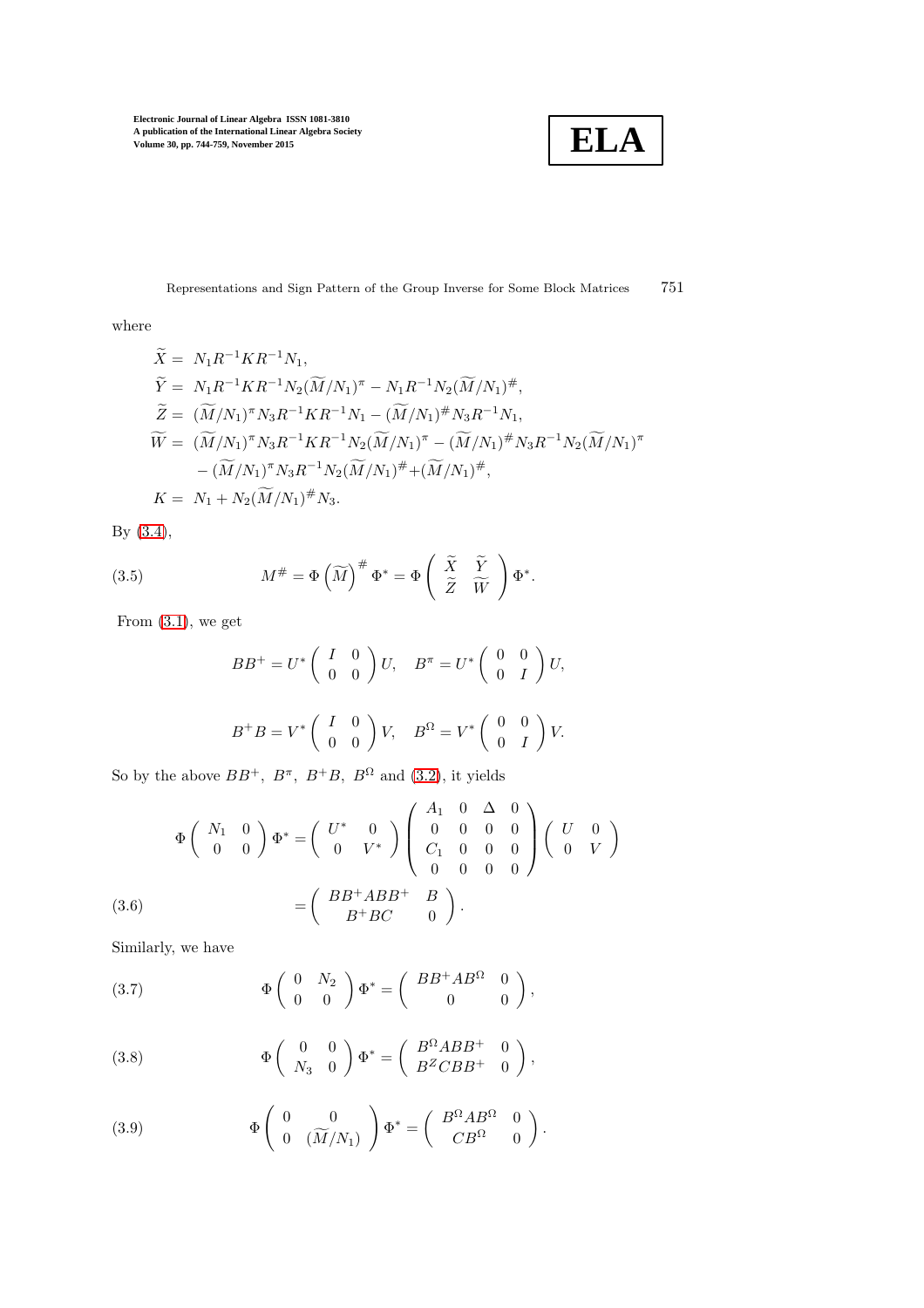where

$$
\begin{aligned}
\widetilde{X} =&\ N_1 R^{-1} K R^{-1} N_1,\\
\widetilde{Y} =&\ N_1 R^{-1} K R^{-1} N_2 (\widetilde{M}/N_1)^{\pi} - N_1 R^{-1} N_2 (\widetilde{M}/N_1)^{\#},\\
\widetilde{Z} =&\ (\widetilde{M}/N_1)^{\pi} N_3 R^{-1} K R^{-1} N_1 - (\widetilde{M}/N_1)^{\#} N_3 R^{-1} N_1,\\
\widetilde{W} =&\ (\widetilde{M}/N_1)^{\pi} N_3 R^{-1} K R^{-1} N_2 (\widetilde{M}/N_1)^{\pi} - (\widetilde{M}/N_1)^{\#} N_3 R^{-1} N_2 (\widetilde{M}/N_1)^{\pi}\\
&- (\widetilde{M}/N_1)^{\pi} N_3 R^{-1} N_2 (\widetilde{M}/N_1)^{\#} + (\widetilde{M}/N_1)^{\#},\\
K =&\ N_1 + N_2 (\widetilde{M}/N_1)^{\#} N_3.
\end{aligned}
$$

By (3.4),

$$
M^{\#} = \Phi \left(\widetilde{M}\right)^{\#} \Phi^{*} = \Phi \begin{pmatrix} \widetilde{X} & \widetilde{Y} \\ \widetilde{Z} & \widetilde{W} \end{pmatrix} \Phi^{*}. \tag{3.5}
$$

From (3.1), we get

$$
BB^{+} = U^{*} \begin{pmatrix} I & 0 \\ 0 & 0 \end{pmatrix} U, \quad B^{\pi} = U^{*} \begin{pmatrix} 0 & 0 \\ 0 & I \end{pmatrix} U,
$$

$$
B^{+}B = V^{*} \begin{pmatrix} I & 0 \\ 0 & 0 \end{pmatrix} V, \quad B^{\Omega} = V^{*} \begin{pmatrix} 0 & 0 \\ 0 & I \end{pmatrix} V.
$$

So by the above $BB^{+}$, $B^{\pi}$, $B^{+}B$, $B^{\Omega}$ and (3.2), it yields

$$
\begin{aligned}
\Phi \begin{pmatrix} N_1 & 0 \\ 0 & 0 \end{pmatrix} \Phi^{*} &= \begin{pmatrix} U^{*} & 0 \\ 0 & V^{*} \end{pmatrix} \begin{pmatrix} A_1 & 0 & \Delta & 0 \\ 0 & 0 & 0 & 0 \\ C_1 & 0 & 0 & 0 \\ 0 & 0 & 0 & 0 \end{pmatrix} \begin{pmatrix} U & 0 \\ 0 & V \end{pmatrix}\\
&= \begin{pmatrix} BB^{+}ABB^{+} & B \\ B^{+}BC & 0 \end{pmatrix}.
\end{aligned} \tag{3.6}
$$

Similarly, we have

$$
\Phi \begin{pmatrix} 0 & N_2 \\ 0 & 0 \end{pmatrix} \Phi^{*} = \begin{pmatrix} BB^{+}AB^{\Omega} & 0 \\ 0 & 0 \end{pmatrix}, \tag{3.7}
$$

$$
\Phi \begin{pmatrix} 0 & 0 \\ N_3 & 0 \end{pmatrix} \Phi^{*} = \begin{pmatrix} B^{\Omega}ABB^{+} & 0 \\ B^{Z}CBB^{+} & 0 \end{pmatrix}, \tag{3.8}
$$

$$
\Phi \begin{pmatrix} 0 & 0 \\ 0 & (\widetilde{M}/N_1) \end{pmatrix} \Phi^{*} = \begin{pmatrix} B^{\Omega}AB^{\Omega} & 0 \\ CB^{\Omega} & 0 \end{pmatrix}. \tag{3.9}
$$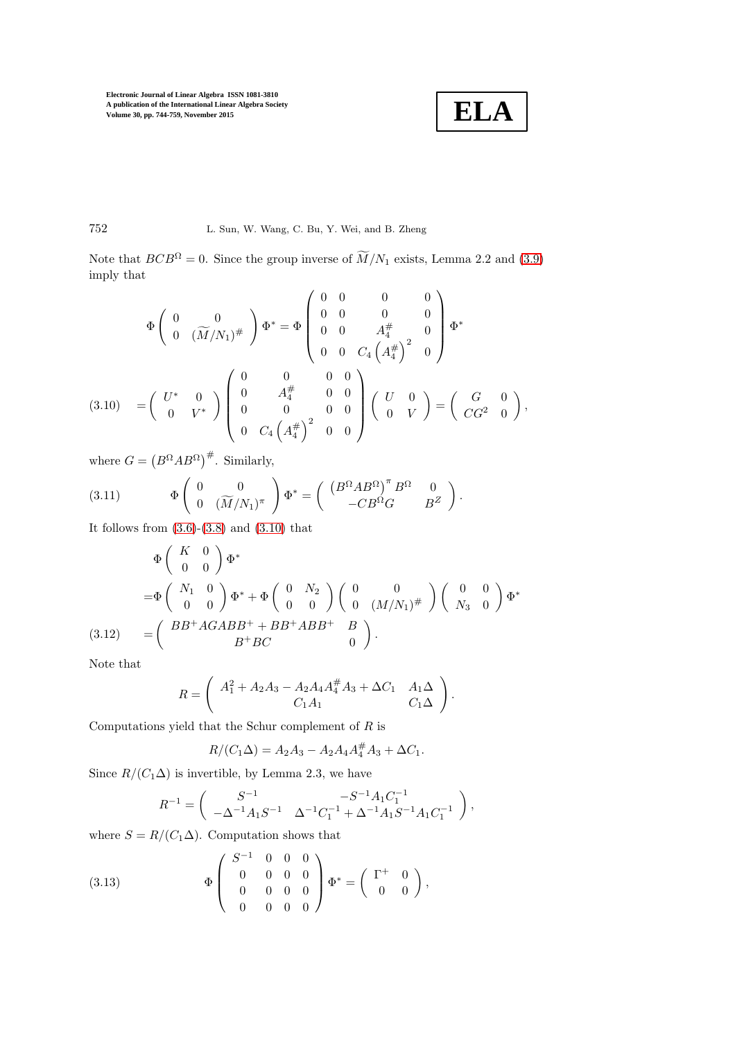Note that $BCB^\Omega = 0$. Since the group inverse of $\widetilde{M}/N_1$ exists, Lemma 2.2 and (3.9) imply that

$$
\Phi \begin{pmatrix} 0 & 0 \\ 0 & (\widetilde{M}/N_1)^{\#} \end{pmatrix} \Phi^* = \Phi \begin{pmatrix} 0 & 0 & 0 & 0 \\ 0 & 0 & 0 & 0 \\ 0 & 0 & A_4^{\#} & 0 \\ 0 & 0 & C_4\left(A_4^{\#}\right)^2 & 0 \end{pmatrix} \Phi^*
$$

$$
= \begin{pmatrix} U^* & 0 \\ 0 & V^* \end{pmatrix} \begin{pmatrix} 0 & 0 & 0 & 0 \\ 0 & A_4^{\#} & 0 & 0 \\ 0 & 0 & 0 & 0 \\ 0 & C_4\left(A_4^{\#}\right)^2 & 0 & 0 \end{pmatrix} \begin{pmatrix} U & 0 \\ 0 & V \end{pmatrix} = \begin{pmatrix} G & 0 \\ CG^2 & 0 \end{pmatrix}, \tag{3.10}
$$

where $G = \left(B^\Omega A B^\Omega\right)^{\#}$. Similarly,

$$
\Phi \begin{pmatrix} 0 & 0 \\ 0 & (\widetilde{M}/N_1)^{\pi} \end{pmatrix} \Phi^* = \begin{pmatrix} \left(B^\Omega A B^\Omega\right)^{\pi} B^\Omega & 0 \\ -CB^\Omega G & B^Z \end{pmatrix}. \tag{3.11}
$$

It follows from (3.6)-(3.8) and (3.10) that

$$
\begin{aligned}
&\Phi \begin{pmatrix} K & 0 \\ 0 & 0 \end{pmatrix} \Phi^* \\
=&\Phi \begin{pmatrix} N_1 & 0 \\ 0 & 0 \end{pmatrix} \Phi^* + \Phi \begin{pmatrix} 0 & N_2 \\ 0 & 0 \end{pmatrix} \begin{pmatrix} 0 & 0 \\ 0 & (M/N_1)^{\#} \end{pmatrix} \begin{pmatrix} 0 & 0 \\ N_3 & 0 \end{pmatrix} \Phi^* \\
=&\begin{pmatrix} BB^+AGABB^+ + BB^+ABB^+ & B \\ B^+BC & 0 \end{pmatrix}.
\end{aligned} \tag{3.12}
$$

Note that

$$
R = \begin{pmatrix} A_1^2 + A_2A_3 - A_2A_4A_4^{\#}A_3 + \Delta C_1 & A_1\Delta \\ C_1A_1 & C_1\Delta \end{pmatrix}.
$$

Computations yield that the Schur complement of $R$ is

$$
R/(C_1\Delta) = A_2A_3 - A_2A_4A_4^{\#}A_3 + \Delta C_1.
$$

Since $R/(C_1\Delta)$ is invertible, by Lemma 2.3, we have

$$
R^{-1} = \begin{pmatrix} S^{-1} & -S^{-1}A_1C_1^{-1} \\ -\Delta^{-1}A_1S^{-1} & \Delta^{-1}C_1^{-1} + \Delta^{-1}A_1S^{-1}A_1C_1^{-1} \end{pmatrix},
$$

where $S = R/(C_1\Delta)$. Computation shows that

$$
\Phi \begin{pmatrix} S^{-1} & 0 & 0 & 0 \\ 0 & 0 & 0 & 0 \\ 0 & 0 & 0 & 0 \\ 0 & 0 & 0 & 0 \end{pmatrix} \Phi^* = \begin{pmatrix} \Gamma^+ & 0 \\ 0 & 0 \end{pmatrix}, \tag{3.13}
$$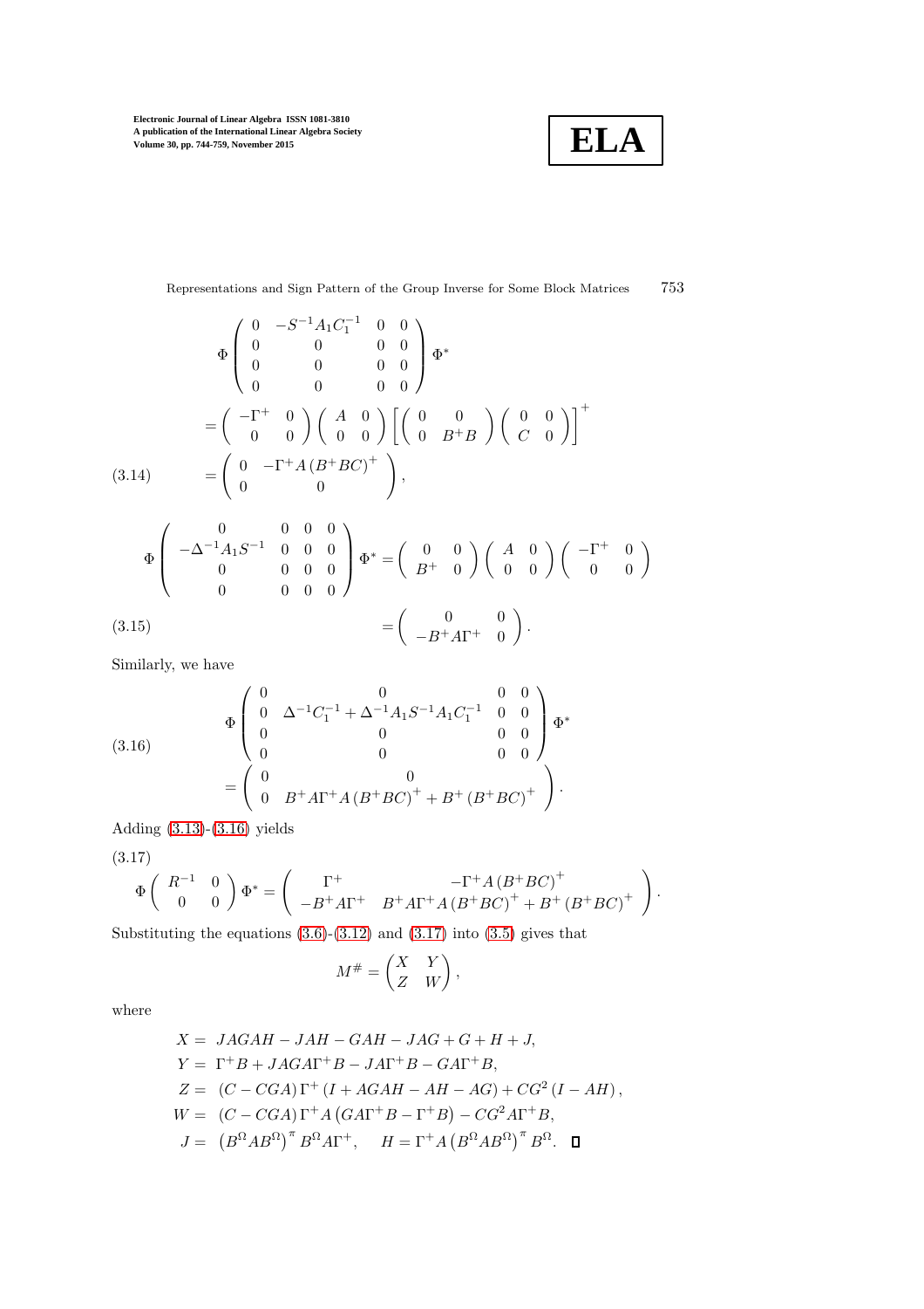$$
\Phi \begin{pmatrix} 0 & -S^{-1}A_1C_1^{-1} & 0 & 0 \\ 0 & 0 & 0 & 0 \\ 0 & 0 & 0 & 0 \\ 0 & 0 & 0 & 0 \end{pmatrix} \Phi^*
$$

$$
= \begin{pmatrix} -\Gamma^+ & 0 \\ 0 & 0 \end{pmatrix} \begin{pmatrix} A & 0 \\ 0 & 0 \end{pmatrix} \left[ \begin{pmatrix} 0 & 0 \\ 0 & B^+B \end{pmatrix} \begin{pmatrix} 0 & 0 \\ C & 0 \end{pmatrix} \right]^+
$$

$$
= \begin{pmatrix} 0 & -\Gamma^+ A \left(B^+BC\right)^+ \\ 0 & 0 \end{pmatrix}, \tag{3.14}
$$

$$
\Phi \begin{pmatrix} 0 & 0 & 0 & 0 \\ -\Delta^{-1}A_1S^{-1} & 0 & 0 & 0 \\ 0 & 0 & 0 & 0 \\ 0 & 0 & 0 & 0 \end{pmatrix} \Phi^* = \begin{pmatrix} 0 & 0 \\ B^+ & 0 \end{pmatrix} \begin{pmatrix} A & 0 \\ 0 & 0 \end{pmatrix} \begin{pmatrix} -\Gamma^+ & 0 \\ 0 & 0 \end{pmatrix}
$$

$$
= \begin{pmatrix} 0 & 0 \\ -B^+A\Gamma^+ & 0 \end{pmatrix}. \tag{3.15}
$$

Similarly, we have

$$
\Phi \begin{pmatrix} 0 & 0 & 0 & 0 \\ 0 & \Delta^{-1}C_1^{-1} + \Delta^{-1}A_1S^{-1}A_1C_1^{-1} & 0 & 0 \\ 0 & 0 & 0 & 0 \\ 0 & 0 & 0 & 0 \end{pmatrix} \Phi^*
$$

$$
= \begin{pmatrix} 0 & 0 \\ 0 & B^+A\Gamma^+A\left(B^+BC\right)^+ + B^+\left(B^+BC\right)^+ \end{pmatrix}. \tag{3.16}
$$

Adding (3.13)-(3.16) yields

$$
\Phi \begin{pmatrix} R^{-1} & 0 \\ 0 & 0 \end{pmatrix} \Phi^* = \begin{pmatrix} \Gamma^+ & -\Gamma^+A\left(B^+BC\right)^+ \\ -B^+A\Gamma^+ & B^+A\Gamma^+A\left(B^+BC\right)^+ + B^+\left(B^+BC\right)^+ \end{pmatrix}. \tag{3.17}
$$

Substituting the equations (3.6)-(3.12) and (3.17) into (3.5) gives that

$$
M^{\#} = \begin{pmatrix} X & Y \\ Z & W \end{pmatrix},
$$

where

$$
\begin{aligned}
X &= JAGAH - JAH - GAH - JAG + G + H + J, \\
Y &= \Gamma^+B + JAGA\Gamma^+B - JA\Gamma^+B - GA\Gamma^+B, \\
Z &= (C - CGA)\,\Gamma^+\left(I + AGAH - AH - AG\right) + CG^2\left(I - AH\right), \\
W &= (C - CGA)\,\Gamma^+A\left(GA\Gamma^+B - \Gamma^+B\right) - CG^2A\Gamma^+B, \\
J &= \left(B^{\Omega}AB^{\Omega}\right)^{\pi}B^{\Omega}A\Gamma^+, \qquad H = \Gamma^+A\left(B^{\Omega}AB^{\Omega}\right)^{\pi}B^{\Omega}. \quad \square
\end{aligned}
$$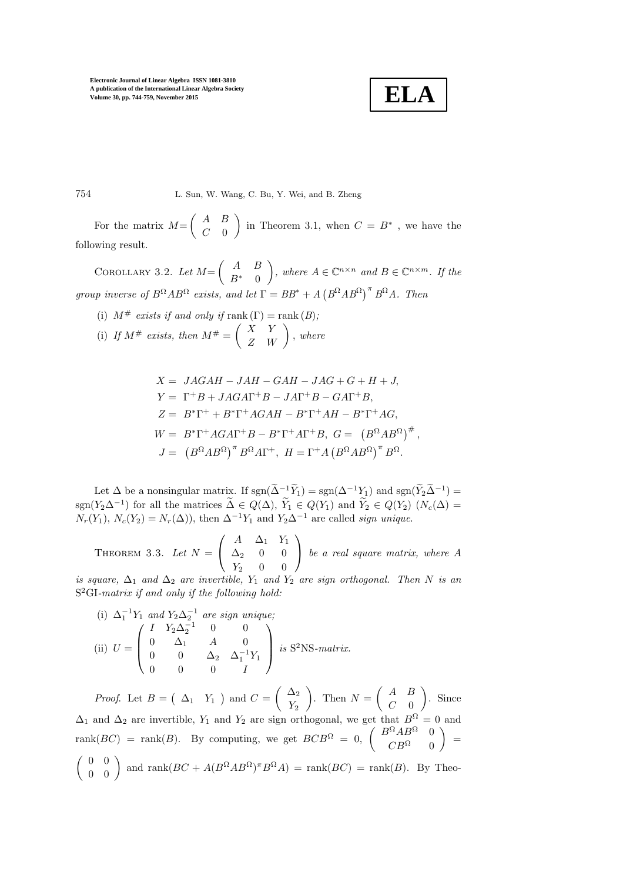For the matrix $M=\begin{pmatrix} A & B \\ C & 0 \end{pmatrix}$ in Theorem 3.1, when $C = B^*$ , we have the following result.

Corollary 3.2. *Let* $M=\begin{pmatrix} A & B \\ B^* & 0 \end{pmatrix}$*, where* $A \in \mathbb{C}^{n\times n}$ *and* $B \in \mathbb{C}^{n\times m}$*. If the group inverse of* $B^{\Omega}AB^{\Omega}$ *exists, and let* $\Gamma = BB^* + A\left(B^{\Omega}AB^{\Omega}\right)^{\pi}B^{\Omega}A$*. Then*

(i) $M^{\#}$ *exists if and only if* $\operatorname{rank}(\Gamma) = \operatorname{rank}(B)$*;*

(i) *If* $M^{\#}$ *exists, then* $M^{\#} = \begin{pmatrix} X & Y \\ Z & W \end{pmatrix}$*, where*

$$
\begin{aligned}
X =&\ JAGAH - JAH - GAH - JAG + G + H + J,\\
Y =&\ \Gamma^{+}B + JAGA\Gamma^{+}B - JA\Gamma^{+}B - GA\Gamma^{+}B,\\
Z =&\ B^*\Gamma^{+} + B^*\Gamma^{+}AGAH - B^*\Gamma^{+}AH - B^*\Gamma^{+}AG,\\
W =&\ B^*\Gamma^{+}AGA\Gamma^{+}B - B^*\Gamma^{+}A\Gamma^{+}B,\ G = \left(B^{\Omega}AB^{\Omega}\right)^{\#},\\
J =&\ \left(B^{\Omega}AB^{\Omega}\right)^{\pi}B^{\Omega}A\Gamma^{+},\ H = \Gamma^{+}A\left(B^{\Omega}AB^{\Omega}\right)^{\pi}B^{\Omega}.
\end{aligned}
$$

Let $\Delta$ be a nonsingular matrix. If $\operatorname{sgn}(\widetilde{\Delta}^{-1}\widetilde{Y}_1) = \operatorname{sgn}(\Delta^{-1}Y_1)$ and $\operatorname{sgn}(\widetilde{Y}_2\widetilde{\Delta}^{-1}) = \operatorname{sgn}(Y_2\Delta^{-1})$ for all the matrices $\widetilde{\Delta} \in Q(\Delta)$, $\widetilde{Y}_1 \in Q(Y_1)$ and $\widetilde{Y}_2 \in Q(Y_2)$ ($N_c(\Delta) = N_r(Y_1)$, $N_c(Y_2) = N_r(\Delta)$), then $\Delta^{-1}Y_1$ and $Y_2\Delta^{-1}$ are called *sign unique*.

Theorem 3.3. *Let* $N = \begin{pmatrix} A & \Delta_1 & Y_1 \\ \Delta_2 & 0 & 0 \\ Y_2 & 0 & 0 \end{pmatrix}$ *be a real square matrix, where* $A$ *is square,* $\Delta_1$ *and* $\Delta_2$ *are invertible,* $Y_1$ *and* $Y_2$ *are sign orthogonal. Then* $N$ *is an* S$^2$GI*-matrix if and only if the following hold:*

(i) $\Delta_1^{-1}Y_1$ *and* $Y_2\Delta_2^{-1}$ *are sign unique;*

(ii) $U = \begin{pmatrix} I & Y_2\Delta_2^{-1} & 0 & 0 \\ 0 & \Delta_1 & A & 0 \\ 0 & 0 & \Delta_2 & \Delta_1^{-1}Y_1 \\ 0 & 0 & 0 & I \end{pmatrix}$ *is* S$^2$NS*-matrix.*

*Proof.* Let $B = \begin{pmatrix} \Delta_1 & Y_1 \end{pmatrix}$ and $C = \begin{pmatrix} \Delta_2 \\ Y_2 \end{pmatrix}$. Then $N = \begin{pmatrix} A & B \\ C & 0 \end{pmatrix}$. Since $\Delta_1$ and $\Delta_2$ are invertible, $Y_1$ and $Y_2$ are sign orthogonal, we get that $B^{\Omega} = 0$ and $\operatorname{rank}(BC) = \operatorname{rank}(B)$. By computing, we get $BCB^{\Omega} = 0$, $\begin{pmatrix} B^{\Omega}AB^{\Omega} & 0 \\ CB^{\Omega} & 0 \end{pmatrix} = \begin{pmatrix} 0 & 0 \\ 0 & 0 \end{pmatrix}$ and $\operatorname{rank}(BC + A(B^{\Omega}AB^{\Omega})^{\pi}B^{\Omega}A) = \operatorname{rank}(BC) = \operatorname{rank}(B)$. By Theo-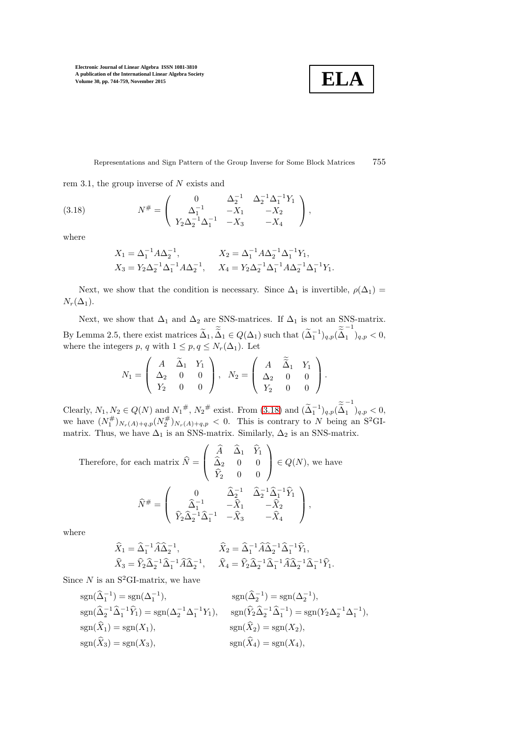rem 3.1, the group inverse of $N$ exists and

$$
N^{\#} = \begin{pmatrix} 0 & \Delta_2^{-1} & \Delta_2^{-1}\Delta_1^{-1}Y_1 \\ \Delta_1^{-1} & -X_1 & -X_2 \\ Y_2\Delta_2^{-1}\Delta_1^{-1} & -X_3 & -X_4 \end{pmatrix}, \tag{3.18}
$$

where

$$
\begin{aligned}
X_1 &= \Delta_1^{-1}A\Delta_2^{-1}, & X_2 &= \Delta_1^{-1}A\Delta_2^{-1}\Delta_1^{-1}Y_1, \\
X_3 &= Y_2\Delta_2^{-1}\Delta_1^{-1}A\Delta_2^{-1}, & X_4 &= Y_2\Delta_2^{-1}\Delta_1^{-1}A\Delta_2^{-1}\Delta_1^{-1}Y_1.
\end{aligned}
$$

Next, we show that the condition is necessary. Since $\Delta_1$ is invertible, $\rho(\Delta_1) = N_r(\Delta_1)$.

Next, we show that $\Delta_1$ and $\Delta_2$ are SNS-matrices. If $\Delta_1$ is not an SNS-matrix. By Lemma 2.5, there exist matrices $\widetilde{\Delta}_1, \widetilde{\widetilde{\Delta}}_1 \in Q(\Delta_1)$ such that $(\widetilde{\Delta}_1^{-1})_{q,p}(\widetilde{\widetilde{\Delta}}_1^{-1})_{q,p} < 0$, where the integers $p$, $q$ with $1 \le p, q \le N_r(\Delta_1)$. Let

$$
N_1 = \begin{pmatrix} A & \widetilde{\Delta}_1 & Y_1 \\ \Delta_2 & 0 & 0 \\ Y_2 & 0 & 0 \end{pmatrix}, \quad N_2 = \begin{pmatrix} A & \widetilde{\widetilde{\Delta}}_1 & Y_1 \\ \Delta_2 & 0 & 0 \\ Y_2 & 0 & 0 \end{pmatrix}.
$$

Clearly, $N_1, N_2 \in Q(N)$ and $N_1{}^{\#}$, $N_2{}^{\#}$ exist. From (3.18) and $(\widetilde{\Delta}_1^{-1})_{q,p}(\widetilde{\widetilde{\Delta}}_1^{-1})_{q,p} < 0$, we have $(N_1^{\#})_{N_r(A)+q,p}(N_2^{\#})_{N_r(A)+q,p} < 0$. This is contrary to $N$ being an S$^2$GI-matrix. Thus, we have $\Delta_1$ is an SNS-matrix. Similarly, $\Delta_2$ is an SNS-matrix.

Therefore, for each matrix $\widehat{N} = \begin{pmatrix} \widehat{A} & \widehat{\Delta}_1 & \widehat{Y}_1 \\ \widehat{\Delta}_2 & 0 & 0 \\ \widehat{Y}_2 & 0 & 0 \end{pmatrix} \in Q(N)$, we have

$$
\widehat{N}^{\#} = \begin{pmatrix} 0 & \widehat{\Delta}_2^{-1} & \widehat{\Delta}_2^{-1}\widehat{\Delta}_1^{-1}\widehat{Y}_1 \\ \widehat{\Delta}_1^{-1} & -\widehat{X}_1 & -\widehat{X}_2 \\ \widehat{Y}_2\widehat{\Delta}_2^{-1}\widehat{\Delta}_1^{-1} & -\widehat{X}_3 & -\widehat{X}_4 \end{pmatrix},
$$

where

$$
\begin{aligned}
\widehat{X}_1 &= \widehat{\Delta}_1^{-1}\widehat{A}\widehat{\Delta}_2^{-1}, & \widehat{X}_2 &= \widehat{\Delta}_1^{-1}\widehat{A}\widehat{\Delta}_2^{-1}\widehat{\Delta}_1^{-1}\widehat{Y}_1, \\
\widehat{X}_3 &= \widehat{Y}_2\widehat{\Delta}_2^{-1}\widehat{\Delta}_1^{-1}\widehat{A}\widehat{\Delta}_2^{-1}, & \widehat{X}_4 &= \widehat{Y}_2\widehat{\Delta}_2^{-1}\widehat{\Delta}_1^{-1}\widehat{A}\widehat{\Delta}_2^{-1}\widehat{\Delta}_1^{-1}\widehat{Y}_1.
\end{aligned}
$$

Since $N$ is an S$^2$GI-matrix, we have

$$
\begin{aligned}
&\mathrm{sgn}(\widehat{\Delta}_1^{-1}) = \mathrm{sgn}(\Delta_1^{-1}), & &\mathrm{sgn}(\widehat{\Delta}_2^{-1}) = \mathrm{sgn}(\Delta_2^{-1}), \\
&\mathrm{sgn}(\widehat{\Delta}_2^{-1}\widehat{\Delta}_1^{-1}\widehat{Y}_1) = \mathrm{sgn}(\Delta_2^{-1}\Delta_1^{-1}Y_1), & &\mathrm{sgn}(\widehat{Y}_2\widehat{\Delta}_2^{-1}\widehat{\Delta}_1^{-1}) = \mathrm{sgn}(Y_2\Delta_2^{-1}\Delta_1^{-1}), \\
&\mathrm{sgn}(\widehat{X}_1) = \mathrm{sgn}(X_1), & &\mathrm{sgn}(\widehat{X}_2) = \mathrm{sgn}(X_2), \\
&\mathrm{sgn}(\widehat{X}_3) = \mathrm{sgn}(X_3), & &\mathrm{sgn}(\widehat{X}_4) = \mathrm{sgn}(X_4),
\end{aligned}
$$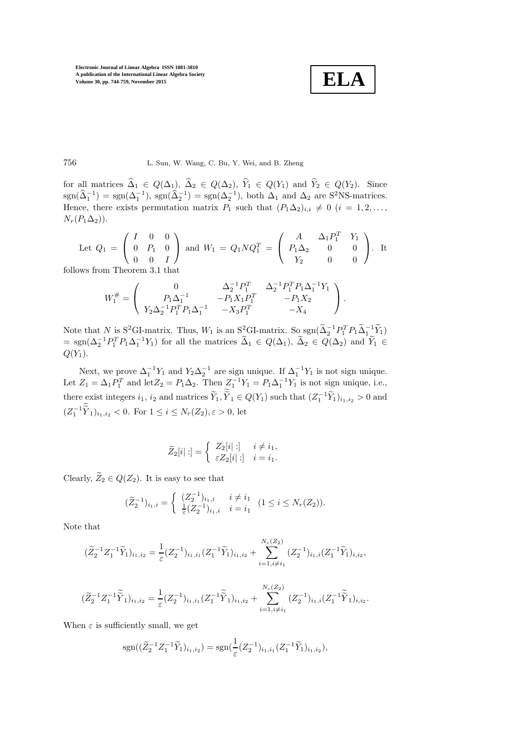for all matrices $\widehat{\Delta}_1 \in Q(\Delta_1)$, $\widehat{\Delta}_2 \in Q(\Delta_2)$, $\widehat{Y}_1 \in Q(Y_1)$ and $\widehat{Y}_2 \in Q(Y_2)$. Since $\text{sgn}(\widehat{\Delta}_1^{-1}) = \text{sgn}(\Delta_1^{-1})$, $\text{sgn}(\widehat{\Delta}_2^{-1}) = \text{sgn}(\Delta_2^{-1})$, both $\Delta_1$ and $\Delta_2$ are S$^2$NS-matrices. Hence, there exists permutation matrix $P_1$ such that $(P_1\Delta_2)_{i,i} \neq 0$ $(i = 1, 2, \dots, N_r(P_1\Delta_2))$.

Let $Q_1 = \begin{pmatrix} I & 0 & 0 \\ 0 & P_1 & 0 \\ 0 & 0 & I \end{pmatrix}$ and $W_1 = Q_1 N Q_1^T = \begin{pmatrix} A & \Delta_1 P_1^T & Y_1 \\ P_1\Delta_2 & 0 & 0 \\ Y_2 & 0 & 0 \end{pmatrix}$. It follows from Theorem 3.1 that

$$W_1^{\#} = \begin{pmatrix} 0 & \Delta_2^{-1}P_1^T & \Delta_2^{-1}P_1^T P_1 \Delta_1^{-1} Y_1 \\ P_1\Delta_1^{-1} & -P_1 X_1 P_1^T & -P_1 X_2 \\ Y_2 \Delta_2^{-1} P_1^T P_1 \Delta_1^{-1} & -X_3 P_1^T & -X_4 \end{pmatrix}.$$

Note that $N$ is S$^2$GI-matrix. Thus, $W_1$ is an S$^2$GI-matrix. So $\text{sgn}(\widetilde{\Delta}_2^{-1}P_1^T P_1 \widetilde{\Delta}_1^{-1}\widetilde{Y}_1) = \text{sgn}(\Delta_2^{-1}P_1^T P_1 \Delta_1^{-1} Y_1)$ for all the matrices $\widetilde{\Delta}_1 \in Q(\Delta_1)$, $\widetilde{\Delta}_2 \in Q(\Delta_2)$ and $\widetilde{Y}_1 \in Q(Y_1)$.

Next, we prove $\Delta_1^{-1}Y_1$ and $Y_2\Delta_2^{-1}$ are sign unique. If $\Delta_1^{-1}Y_1$ is not sign unique. Let $Z_1 = \Delta_1 P_1^T$ and let$Z_2 = P_1\Delta_2$. Then $Z_1^{-1}Y_1 = P_1\Delta_1^{-1}Y_1$ is not sign unique, i.e., there exist integers $i_1$, $i_2$ and matrices $\widetilde{Y}_1, \widetilde{\widetilde{Y}}_1 \in Q(Y_1)$ such that $(Z_1^{-1}\widetilde{Y}_1)_{i_1,i_2} > 0$ and $(Z_1^{-1}\widetilde{\widetilde{Y}}_1)_{i_1,i_2} < 0$. For $1 \leq i \leq N_r(Z_2), \varepsilon > 0$, let

$$\widetilde{Z}_2[i|:] = \begin{cases} Z_2[i|:] & i \neq i_1, \\ \varepsilon Z_2[i|:] & i = i_1. \end{cases}$$

Clearly, $\widetilde{Z}_2 \in Q(Z_2)$. It is easy to see that

$$(\widetilde{Z}_2^{-1})_{i_1,i} = \begin{cases} (Z_2^{-1})_{i_1,i} & i \neq i_1 \\ \frac{1}{\varepsilon}(Z_2^{-1})_{i_1,i} & i = i_1 \end{cases} \quad (1 \leq i \leq N_r(Z_2)).$$

Note that

$$(\widetilde{Z}_2^{-1}Z_1^{-1}\widetilde{Y}_1)_{i_1,i_2} = \frac{1}{\varepsilon}(Z_2^{-1})_{i_1,i_1}(Z_1^{-1}\widetilde{Y}_1)_{i_1,i_2} + \sum_{i=1, i\neq i_1}^{N_c(Z_2)} (Z_2^{-1})_{i_1,i}(Z_1^{-1}\widetilde{Y}_1)_{i,i_2},$$

$$(\widetilde{Z}_2^{-1}Z_1^{-1}\widetilde{\widetilde{Y}}_1)_{i_1,i_2} = \frac{1}{\varepsilon}(Z_2^{-1})_{i_1,i_1}(Z_1^{-1}\widetilde{\widetilde{Y}}_1)_{i_1,i_2} + \sum_{i=1, i\neq i_1}^{N_c(Z_2)} (Z_2^{-1})_{i_1,i}(Z_1^{-1}\widetilde{\widetilde{Y}}_1)_{i,i_2}.$$

When $\varepsilon$ is sufficiently small, we get

$$\text{sgn}((\widetilde{Z}_2^{-1}Z_1^{-1}\widetilde{Y}_1)_{i_1,i_2}) = \text{sgn}(\frac{1}{\varepsilon}(Z_2^{-1})_{i_1,i_1}(Z_1^{-1}\widetilde{Y}_1)_{i_1,i_2}),$$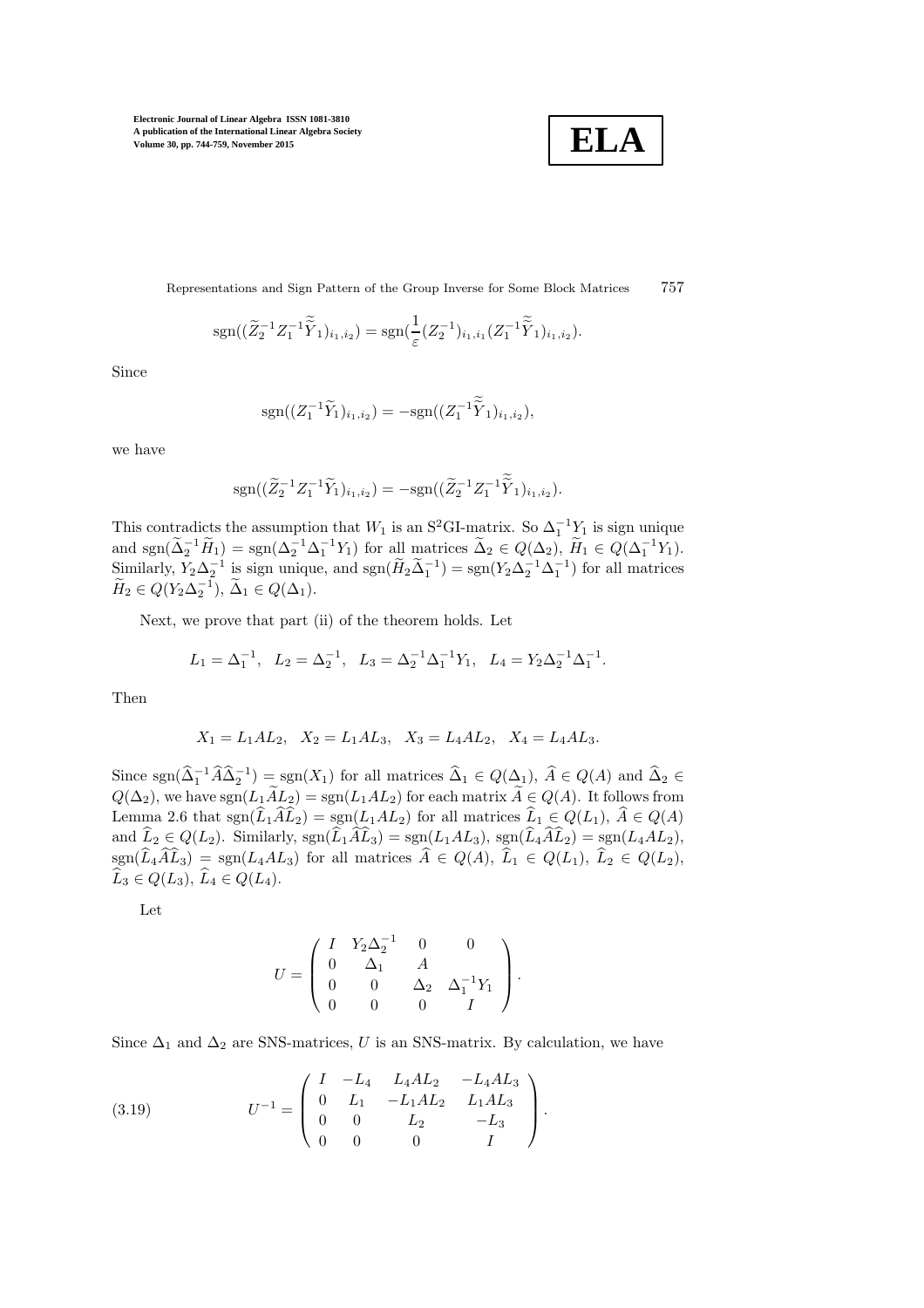$$\operatorname{sgn}((\widetilde{Z}_2^{-1} Z_1^{-1} \widetilde{\widetilde{Y}}_1)_{i_1,i_2}) = \operatorname{sgn}(\frac{1}{\varepsilon}(Z_2^{-1})_{i_1,i_1}(Z_1^{-1}\widetilde{\widetilde{Y}}_1)_{i_1,i_2}).$$

Since

$$\operatorname{sgn}((Z_1^{-1}\widetilde{Y}_1)_{i_1,i_2}) = -\operatorname{sgn}((Z_1^{-1}\widetilde{\widetilde{Y}}_1)_{i_1,i_2}),$$

we have

$$\operatorname{sgn}((\widetilde{Z}_2^{-1} Z_1^{-1}\widetilde{Y}_1)_{i_1,i_2}) = -\operatorname{sgn}((\widetilde{Z}_2^{-1} Z_1^{-1}\widetilde{\widetilde{Y}}_1)_{i_1,i_2}).$$

This contradicts the assumption that $W_1$ is an S$^2$GI-matrix. So $\Delta_1^{-1}Y_1$ is sign unique and $\operatorname{sgn}(\widetilde{\Delta}_2^{-1}\widetilde{H}_1) = \operatorname{sgn}(\Delta_2^{-1}\Delta_1^{-1}Y_1)$ for all matrices $\widetilde{\Delta}_2 \in Q(\Delta_2)$, $\widetilde{H}_1 \in Q(\Delta_1^{-1}Y_1)$. Similarly, $Y_2\Delta_2^{-1}$ is sign unique, and $\operatorname{sgn}(\widetilde{H}_2\widetilde{\Delta}_1^{-1}) = \operatorname{sgn}(Y_2\Delta_2^{-1}\Delta_1^{-1})$ for all matrices $\widetilde{H}_2 \in Q(Y_2\Delta_2^{-1})$, $\widetilde{\Delta}_1 \in Q(\Delta_1)$.

Next, we prove that part (ii) of the theorem holds. Let

$$L_1 = \Delta_1^{-1}, \quad L_2 = \Delta_2^{-1}, \quad L_3 = \Delta_2^{-1}\Delta_1^{-1}Y_1, \quad L_4 = Y_2\Delta_2^{-1}\Delta_1^{-1}.$$

Then

$$X_1 = L_1AL_2, \quad X_2 = L_1AL_3, \quad X_3 = L_4AL_2, \quad X_4 = L_4AL_3.$$

Since $\operatorname{sgn}(\widehat{\Delta}_1^{-1}\widehat{A}\widehat{\Delta}_2^{-1}) = \operatorname{sgn}(X_1)$ for all matrices $\widehat{\Delta}_1 \in Q(\Delta_1)$, $\widehat{A} \in Q(A)$ and $\widehat{\Delta}_2 \in Q(\Delta_2)$, we have $\operatorname{sgn}(L_1\widetilde{A}L_2) = \operatorname{sgn}(L_1AL_2)$ for each matrix $\widetilde{A} \in Q(A)$. It follows from Lemma 2.6 that $\operatorname{sgn}(\widehat{L}_1\widehat{A}\widehat{L}_2) = \operatorname{sgn}(L_1AL_2)$ for all matrices $\widehat{L}_1 \in Q(L_1)$, $\widehat{A} \in Q(A)$ and $\widehat{L}_2 \in Q(L_2)$. Similarly, $\operatorname{sgn}(\widehat{L}_1\widehat{A}\widehat{L}_3) = \operatorname{sgn}(L_1AL_3)$, $\operatorname{sgn}(\widehat{L}_4\widehat{A}\widehat{L}_2) = \operatorname{sgn}(L_4AL_2)$, $\operatorname{sgn}(\widehat{L}_4\widehat{A}\widehat{L}_3) = \operatorname{sgn}(L_4AL_3)$ for all matrices $\widehat{A} \in Q(A)$, $\widehat{L}_1 \in Q(L_1)$, $\widehat{L}_2 \in Q(L_2)$, $\widehat{L}_3 \in Q(L_3)$, $\widehat{L}_4 \in Q(L_4)$.

Let

$$U = \begin{pmatrix} I & Y_2\Delta_2^{-1} & 0 & 0 \\ 0 & \Delta_1 & A & \\ 0 & 0 & \Delta_2 & \Delta_1^{-1}Y_1 \\ 0 & 0 & 0 & I \end{pmatrix}.$$

Since $\Delta_1$ and $\Delta_2$ are SNS-matrices, $U$ is an SNS-matrix. By calculation, we have

$$U^{-1} = \begin{pmatrix} I & -L_4 & L_4AL_2 & -L_4AL_3 \\ 0 & L_1 & -L_1AL_2 & L_1AL_3 \\ 0 & 0 & L_2 & -L_3 \\ 0 & 0 & 0 & I \end{pmatrix}. \tag{3.19}$$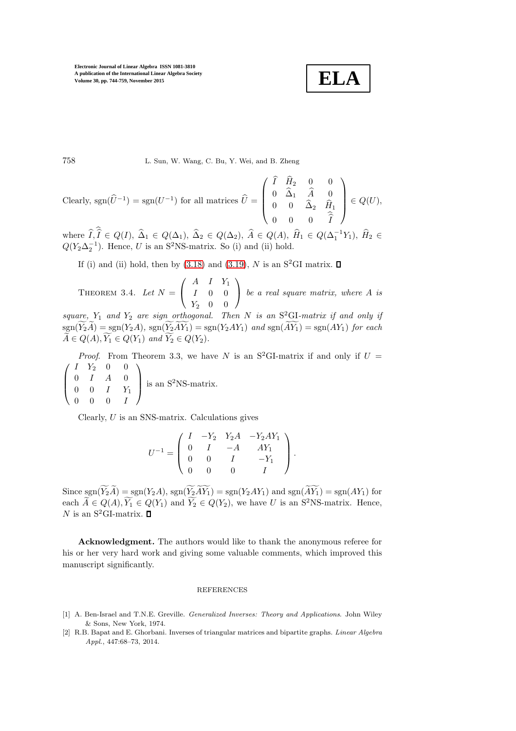Clearly, $\mathrm{sgn}(\widehat{U}^{-1}) = \mathrm{sgn}(U^{-1})$ for all matrices $\widehat{U} = \begin{pmatrix} \widehat{I} & \widehat{H}_2 & 0 & 0 \\ 0 & \widehat{\Delta}_1 & \widehat{A} & 0 \\ 0 & 0 & \widehat{\Delta}_2 & \widehat{H}_1 \\ 0 & 0 & 0 & \widehat{\widehat{I}} \end{pmatrix} \in Q(U)$, where $\widehat{I}, \widehat{\widehat{I}} \in Q(I)$, $\widehat{\Delta}_1 \in Q(\Delta_1)$, $\widehat{\Delta}_2 \in Q(\Delta_2)$, $\widehat{A} \in Q(A)$, $\widehat{H}_1 \in Q(\Delta_1^{-1}Y_1)$, $\widehat{H}_2 \in Q(Y_2\Delta_2^{-1})$. Hence, $U$ is an S$^2$NS-matrix. So (i) and (ii) hold.

If (i) and (ii) hold, then by (3.18) and (3.19), $N$ is an S$^2$GI matrix. ◻

THEOREM 3.4. *Let* $N = \begin{pmatrix} A & I & Y_1 \\ I & 0 & 0 \\ Y_2 & 0 & 0 \end{pmatrix}$ *be a real square matrix, where $A$ is square, $Y_1$ and $Y_2$ are sign orthogonal. Then $N$ is an S$^2$GI-matrix if and only if* $\mathrm{sgn}(\widetilde{Y_2}\widetilde{A}) = \mathrm{sgn}(Y_2A)$, $\mathrm{sgn}(\widetilde{Y_2}\widetilde{AY_1}) = \mathrm{sgn}(Y_2AY_1)$ *and* $\mathrm{sgn}(\widetilde{AY_1}) = \mathrm{sgn}(AY_1)$ *for each* $\widetilde{A} \in Q(A), \widetilde{Y_1} \in Q(Y_1)$ *and* $\widetilde{Y_2} \in Q(Y_2)$.

*Proof.* From Theorem 3.3, we have $N$ is an S$^2$GI-matrix if and only if $U = \begin{pmatrix} I & Y_2 & 0 & 0 \\ 0 & I & A & 0 \\ 0 & 0 & I & Y_1 \\ 0 & 0 & 0 & I \end{pmatrix}$ is an S$^2$NS-matrix.

Clearly, $U$ is an SNS-matrix. Calculations gives

$$U^{-1} = \begin{pmatrix} I & -Y_2 & Y_2A & -Y_2AY_1 \\ 0 & I & -A & AY_1 \\ 0 & 0 & I & -Y_1 \\ 0 & 0 & 0 & I \end{pmatrix}.$$

Since $\mathrm{sgn}(\widetilde{Y_2}\widetilde{A}) = \mathrm{sgn}(Y_2A)$, $\mathrm{sgn}(\widetilde{Y_2}\widetilde{AY_1}) = \mathrm{sgn}(Y_2AY_1)$ and $\mathrm{sgn}(\widetilde{AY_1}) = \mathrm{sgn}(AY_1)$ for each $\widetilde{A} \in Q(A), \widetilde{Y_1} \in Q(Y_1)$ and $\widetilde{Y_2} \in Q(Y_2)$, we have $U$ is an S$^2$NS-matrix. Hence, $N$ is an S$^2$GI-matrix. ◻

**Acknowledgment.** The authors would like to thank the anonymous referee for his or her very hard work and giving some valuable comments, which improved this manuscript significantly.

REFERENCES

[1] A. Ben-Israel and T.N.E. Greville. *Generalized Inverses: Theory and Applications*. John Wiley & Sons, New York, 1974.

[2] R.B. Bapat and E. Ghorbani. Inverses of triangular matrices and bipartite graphs. *Linear Algebra Appl.*, 447:68–73, 2014.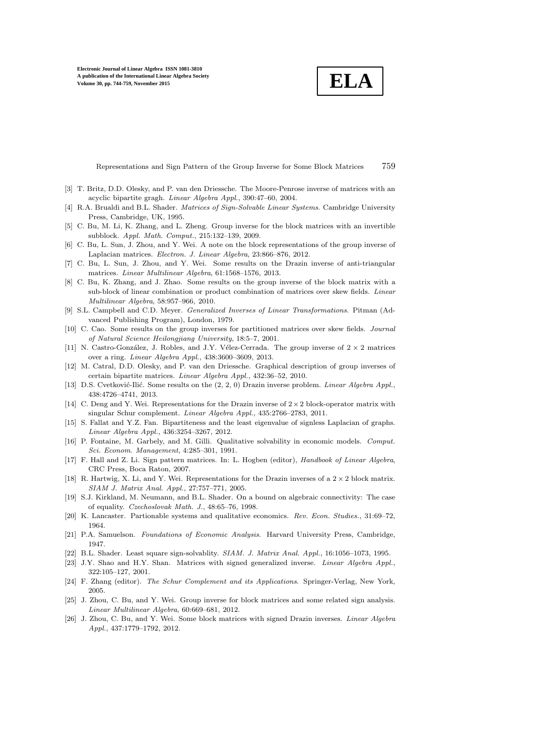[3] T. Britz, D.D. Olesky, and P. van den Driessche. The Moore-Penrose inverse of matrices with an acyclic bipartite gragh. *Linear Algebra Appl.*, 390:47–60, 2004.

[4] R.A. Brualdi and B.L. Shader. *Matrices of Sign-Solvable Linear Systems*. Cambridge University Press, Cambridge, UK, 1995.

[5] C. Bu, M. Li, K. Zhang, and L. Zheng. Group inverse for the block matrices with an invertible subblock. *Appl. Math. Comput.*, 215:132–139, 2009.

[6] C. Bu, L. Sun, J. Zhou, and Y. Wei. A note on the block representations of the group inverse of Laplacian matrices. *Electron. J. Linear Algebra*, 23:866–876, 2012.

[7] C. Bu, L. Sun, J. Zhou, and Y. Wei. Some results on the Drazin inverse of anti-triangular matrices. *Linear Multilinear Algebra*, 61:1568–1576, 2013.

[8] C. Bu, K. Zhang, and J. Zhao. Some results on the group inverse of the block matrix with a sub-block of linear combination or product combination of matrices over skew fields. *Linear Multilinear Algebra*, 58:957–966, 2010.

[9] S.L. Campbell and C.D. Meyer. *Generalized Inverses of Linear Transformations*. Pitman (Advanced Publishing Program), London, 1979.

[10] C. Cao. Some results on the group inverses for partitioned matrices over skew fields. *Journal of Natural Science Heilongjiang University*, 18:5–7, 2001.

[11] N. Castro-González, J. Robles, and J.Y. Vélez-Cerrada. The group inverse of $2 \times 2$ matrices over a ring. *Linear Algebra Appl.*, 438:3600–3609, 2013.

[12] M. Catral, D.D. Olesky, and P. van den Driessche. Graphical description of group inverses of certain bipartite matrices. *Linear Algebra Appl.*, 432:36–52, 2010.

[13] D.S. Cvetković-Ilić. Some results on the (2, 2, 0) Drazin inverse problem. *Linear Algebra Appl.*, 438:4726–4741, 2013.

[14] C. Deng and Y. Wei. Representations for the Drazin inverse of $2 \times 2$ block-operator matrix with singular Schur complement. *Linear Algebra Appl.*, 435:2766–2783, 2011.

[15] S. Fallat and Y.Z. Fan. Bipartiteness and the least eigenvalue of signless Laplacian of graphs. *Linear Algebra Appl.*, 436:3254–3267, 2012.

[16] P. Fontaine, M. Garbely, and M. Gilli. Qualitative solvability in economic models. *Comput. Sci. Econom. Management*, 4:285–301, 1991.

[17] F. Hall and Z. Li. Sign pattern matrices. In: L. Hogben (editor), *Handbook of Linear Algebra*, CRC Press, Boca Raton, 2007.

[18] R. Hartwig, X. Li, and Y. Wei. Representations for the Drazin inverses of a $2 \times 2$ block matrix. *SIAM J. Matrix Anal. Appl.*, 27:757–771, 2005.

[19] S.J. Kirkland, M. Neumann, and B.L. Shader. On a bound on algebraic connectivity: The case of equality. *Czechoslovak Math. J.*, 48:65–76, 1998.

[20] K. Lancaster. Partionable systems and qualitative economics. *Rev. Econ. Studies.*, 31:69–72, 1964.

[21] P.A. Samuelson. *Foundations of Economic Analysis*. Harvard University Press, Cambridge, 1947.

[22] B.L. Shader. Least square sign-solvablity. *SIAM. J. Matrix Anal. Appl.*, 16:1056–1073, 1995.

[23] J.Y. Shao and H.Y. Shan. Matrices with signed generalized inverse. *Linear Algebra Appl.*, 322:105–127, 2001.

[24] F. Zhang (editor). *The Schur Complement and its Applications*. Springer-Verlag, New York, 2005.

[25] J. Zhou, C. Bu, and Y. Wei. Group inverse for block matrices and some related sign analysis. *Linear Multilinear Algebra*, 60:669–681, 2012.

[26] J. Zhou, C. Bu, and Y. Wei. Some block matrices with signed Drazin inverses. *Linear Algebra Appl.*, 437:1779–1792, 2012.